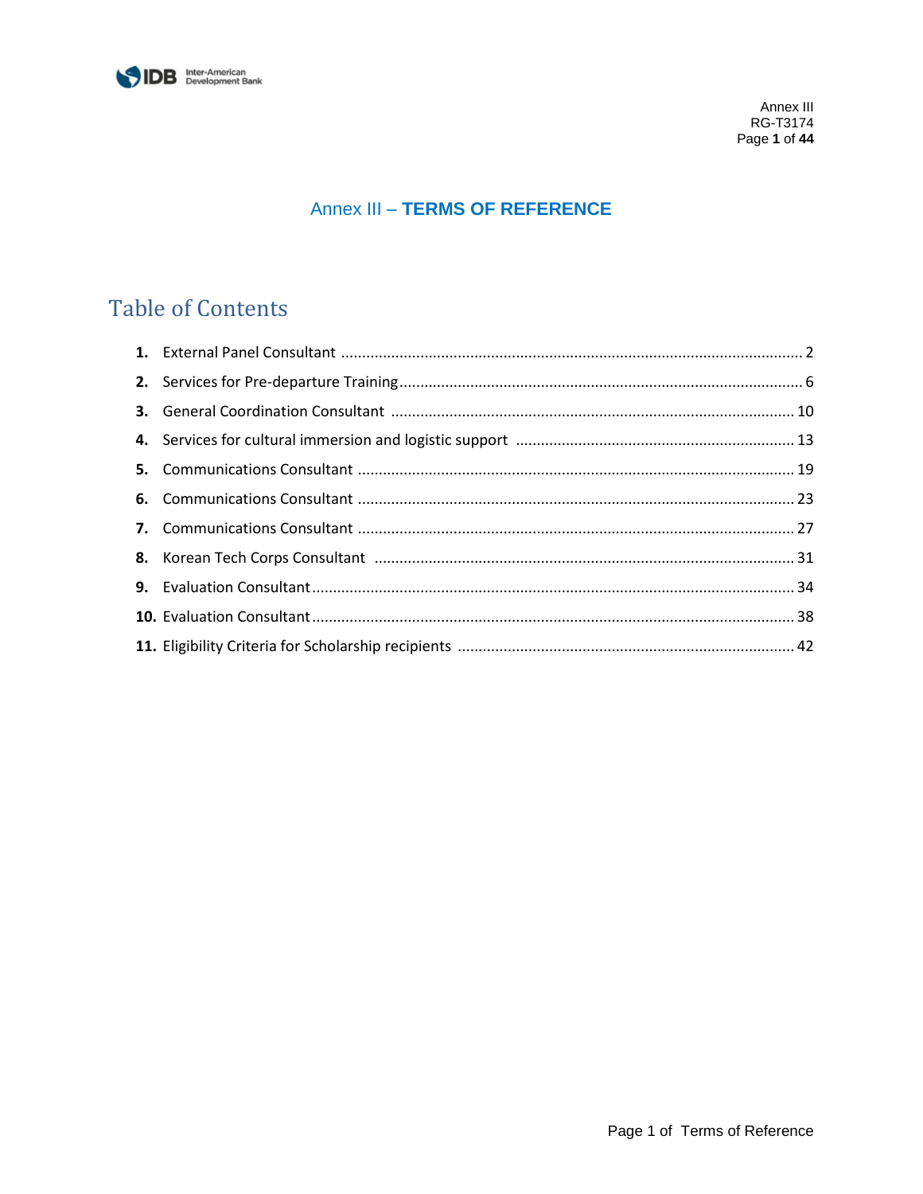# Annex III – TERMS OF REFERENCE

## Table of Contents

1. External Panel Consultant ..... 2
2. Services for Pre-departure Training ..... 6
3. General Coordination Consultant ..... 10
4. Services for cultural immersion and logistic support ..... 13
5. Communications Consultant ..... 19
6. Communications Consultant ..... 23
7. Communications Consultant ..... 27
8. Korean Tech Corps Consultant ..... 31
9. Evaluation Consultant ..... 34
10. Evaluation Consultant ..... 38
11. Eligibility Criteria for Scholarship recipients ..... 42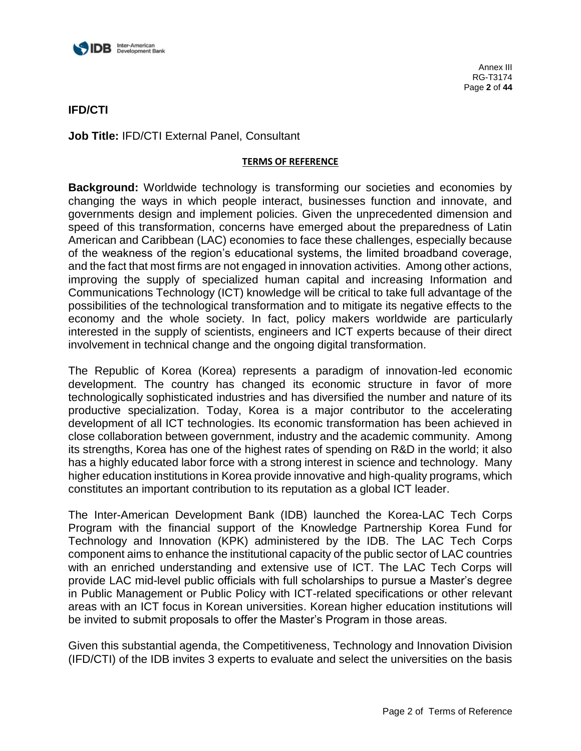## IFD/CTI

**Job Title:** IFD/CTI External Panel, Consultant

**TERMS OF REFERENCE**

**Background:** Worldwide technology is transforming our societies and economies by changing the ways in which people interact, businesses function and innovate, and governments design and implement policies. Given the unprecedented dimension and speed of this transformation, concerns have emerged about the preparedness of Latin American and Caribbean (LAC) economies to face these challenges, especially because of the weakness of the region's educational systems, the limited broadband coverage, and the fact that most firms are not engaged in innovation activities. Among other actions, improving the supply of specialized human capital and increasing Information and Communications Technology (ICT) knowledge will be critical to take full advantage of the possibilities of the technological transformation and to mitigate its negative effects to the economy and the whole society. In fact, policy makers worldwide are particularly interested in the supply of scientists, engineers and ICT experts because of their direct involvement in technical change and the ongoing digital transformation.

The Republic of Korea (Korea) represents a paradigm of innovation-led economic development. The country has changed its economic structure in favor of more technologically sophisticated industries and has diversified the number and nature of its productive specialization. Today, Korea is a major contributor to the accelerating development of all ICT technologies. Its economic transformation has been achieved in close collaboration between government, industry and the academic community. Among its strengths, Korea has one of the highest rates of spending on R&D in the world; it also has a highly educated labor force with a strong interest in science and technology. Many higher education institutions in Korea provide innovative and high-quality programs, which constitutes an important contribution to its reputation as a global ICT leader.

The Inter-American Development Bank (IDB) launched the Korea-LAC Tech Corps Program with the financial support of the Knowledge Partnership Korea Fund for Technology and Innovation (KPK) administered by the IDB. The LAC Tech Corps component aims to enhance the institutional capacity of the public sector of LAC countries with an enriched understanding and extensive use of ICT. The LAC Tech Corps will provide LAC mid-level public officials with full scholarships to pursue a Master's degree in Public Management or Public Policy with ICT-related specifications or other relevant areas with an ICT focus in Korean universities. Korean higher education institutions will be invited to submit proposals to offer the Master's Program in those areas.

Given this substantial agenda, the Competitiveness, Technology and Innovation Division (IFD/CTI) of the IDB invites 3 experts to evaluate and select the universities on the basis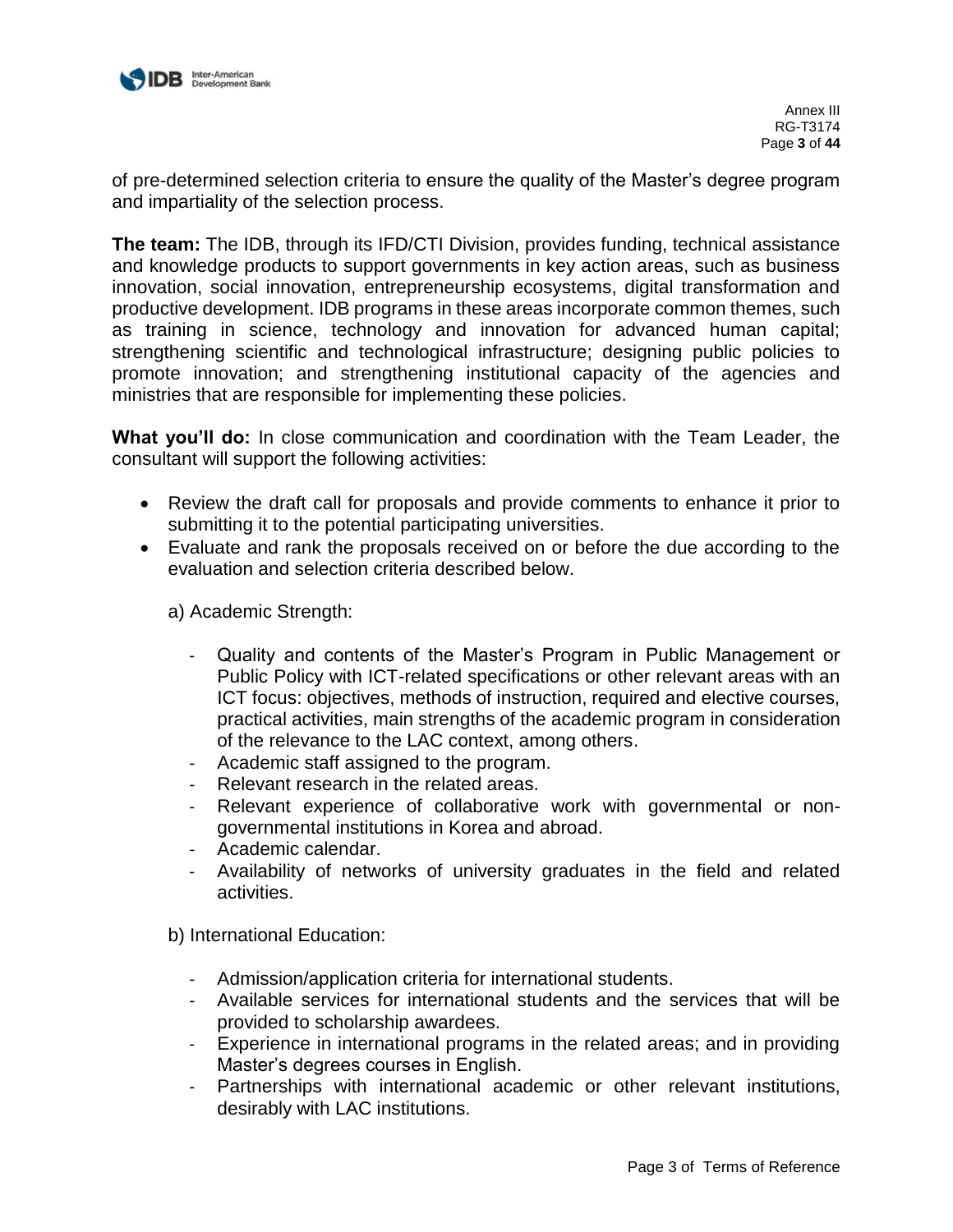of pre-determined selection criteria to ensure the quality of the Master's degree program and impartiality of the selection process.

**The team:** The IDB, through its IFD/CTI Division, provides funding, technical assistance and knowledge products to support governments in key action areas, such as business innovation, social innovation, entrepreneurship ecosystems, digital transformation and productive development. IDB programs in these areas incorporate common themes, such as training in science, technology and innovation for advanced human capital; strengthening scientific and technological infrastructure; designing public policies to promote innovation; and strengthening institutional capacity of the agencies and ministries that are responsible for implementing these policies.

**What you'll do:** In close communication and coordination with the Team Leader, the consultant will support the following activities:

- Review the draft call for proposals and provide comments to enhance it prior to submitting it to the potential participating universities.
- Evaluate and rank the proposals received on or before the due according to the evaluation and selection criteria described below.

  a) Academic Strength:

  - Quality and contents of the Master's Program in Public Management or Public Policy with ICT-related specifications or other relevant areas with an ICT focus: objectives, methods of instruction, required and elective courses, practical activities, main strengths of the academic program in consideration of the relevance to the LAC context, among others.
  - Academic staff assigned to the program.
  - Relevant research in the related areas.
  - Relevant experience of collaborative work with governmental or non-governmental institutions in Korea and abroad.
  - Academic calendar.
  - Availability of networks of university graduates in the field and related activities.

  b) International Education:

  - Admission/application criteria for international students.
  - Available services for international students and the services that will be provided to scholarship awardees.
  - Experience in international programs in the related areas; and in providing Master's degrees courses in English.
  - Partnerships with international academic or other relevant institutions, desirably with LAC institutions.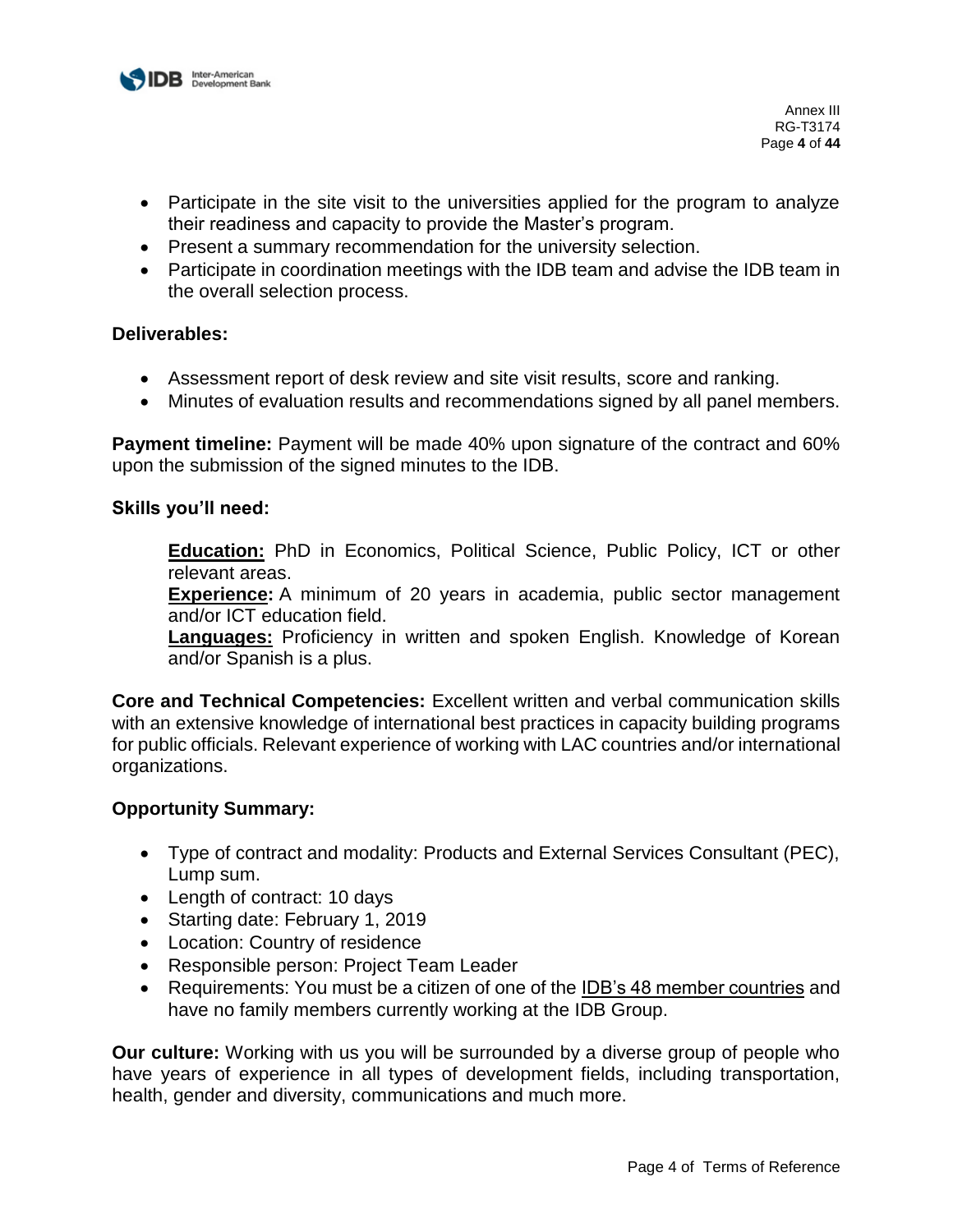- Participate in the site visit to the universities applied for the program to analyze their readiness and capacity to provide the Master's program.
- Present a summary recommendation for the university selection.
- Participate in coordination meetings with the IDB team and advise the IDB team in the overall selection process.

**Deliverables:**

- Assessment report of desk review and site visit results, score and ranking.
- Minutes of evaluation results and recommendations signed by all panel members.

**Payment timeline:** Payment will be made 40% upon signature of the contract and 60% upon the submission of the signed minutes to the IDB.

**Skills you'll need:**

**Education:** PhD in Economics, Political Science, Public Policy, ICT or other relevant areas.
**Experience:** A minimum of 20 years in academia, public sector management and/or ICT education field.
**Languages:** Proficiency in written and spoken English. Knowledge of Korean and/or Spanish is a plus.

**Core and Technical Competencies:** Excellent written and verbal communication skills with an extensive knowledge of international best practices in capacity building programs for public officials. Relevant experience of working with LAC countries and/or international organizations.

**Opportunity Summary:**

- Type of contract and modality: Products and External Services Consultant (PEC), Lump sum.
- Length of contract: 10 days
- Starting date: February 1, 2019
- Location: Country of residence
- Responsible person: Project Team Leader
- Requirements: You must be a citizen of one of the IDB's 48 member countries and have no family members currently working at the IDB Group.

**Our culture:** Working with us you will be surrounded by a diverse group of people who have years of experience in all types of development fields, including transportation, health, gender and diversity, communications and much more.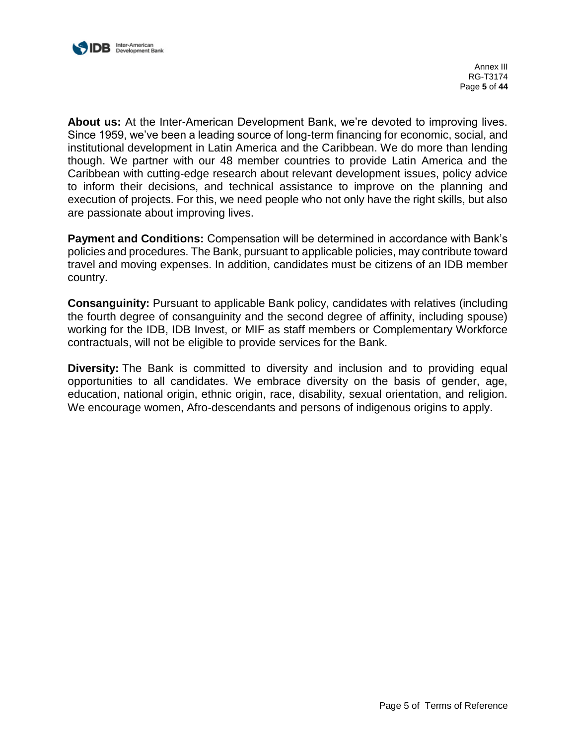**About us:** At the Inter-American Development Bank, we're devoted to improving lives. Since 1959, we've been a leading source of long-term financing for economic, social, and institutional development in Latin America and the Caribbean. We do more than lending though. We partner with our 48 member countries to provide Latin America and the Caribbean with cutting-edge research about relevant development issues, policy advice to inform their decisions, and technical assistance to improve on the planning and execution of projects. For this, we need people who not only have the right skills, but also are passionate about improving lives.

**Payment and Conditions:** Compensation will be determined in accordance with Bank's policies and procedures. The Bank, pursuant to applicable policies, may contribute toward travel and moving expenses. In addition, candidates must be citizens of an IDB member country.

**Consanguinity:** Pursuant to applicable Bank policy, candidates with relatives (including the fourth degree of consanguinity and the second degree of affinity, including spouse) working for the IDB, IDB Invest, or MIF as staff members or Complementary Workforce contractuals, will not be eligible to provide services for the Bank.

**Diversity:** The Bank is committed to diversity and inclusion and to providing equal opportunities to all candidates. We embrace diversity on the basis of gender, age, education, national origin, ethnic origin, race, disability, sexual orientation, and religion. We encourage women, Afro-descendants and persons of indigenous origins to apply.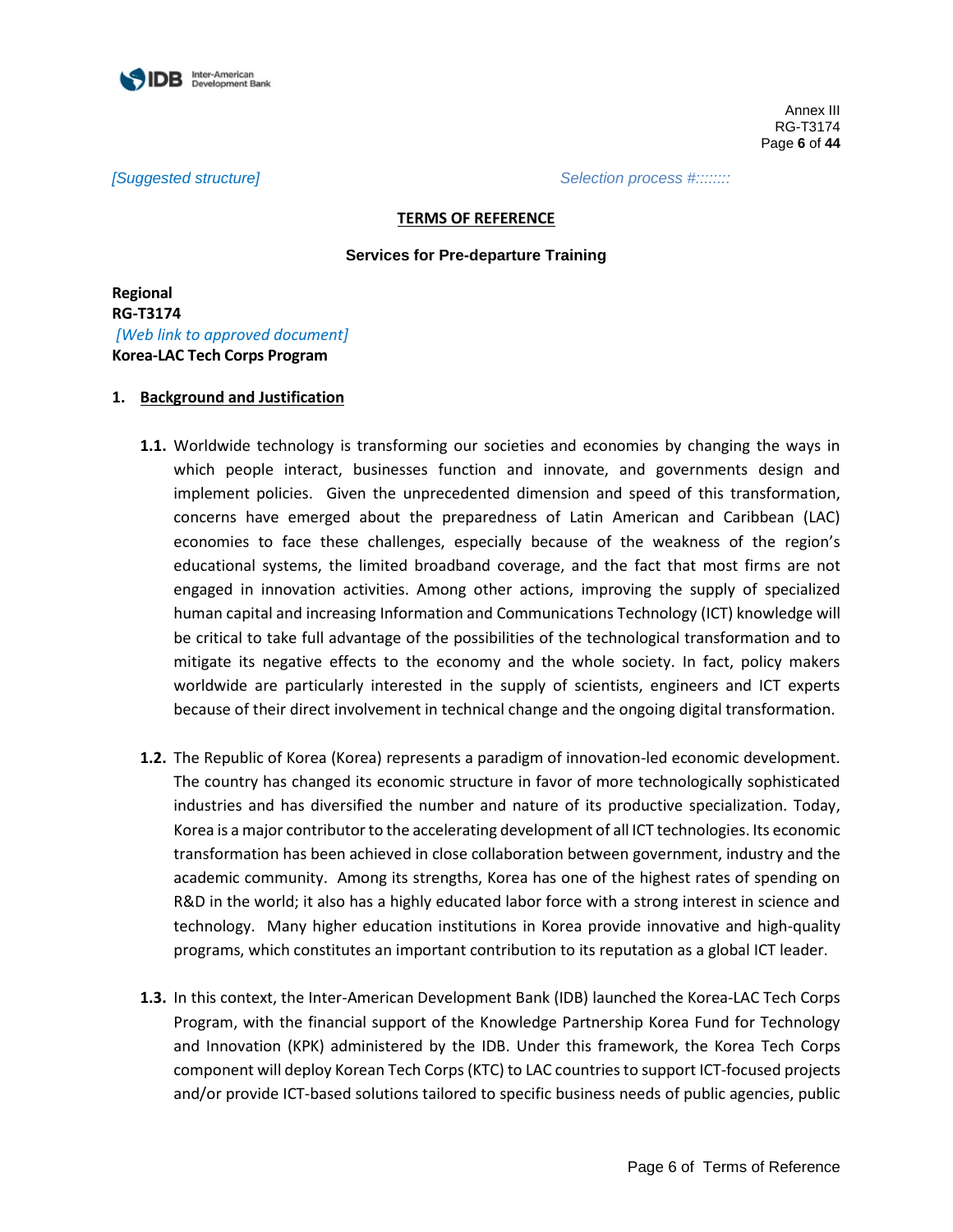*[Suggested structure]*  *Selection process #:::::::*

**TERMS OF REFERENCE**

**Services for Pre-departure Training**

**Regional**
**RG-T3174**
*[Web link to approved document]*
**Korea-LAC Tech Corps Program**

## 1. Background and Justification

**1.1.** Worldwide technology is transforming our societies and economies by changing the ways in which people interact, businesses function and innovate, and governments design and implement policies. Given the unprecedented dimension and speed of this transformation, concerns have emerged about the preparedness of Latin American and Caribbean (LAC) economies to face these challenges, especially because of the weakness of the region's educational systems, the limited broadband coverage, and the fact that most firms are not engaged in innovation activities. Among other actions, improving the supply of specialized human capital and increasing Information and Communications Technology (ICT) knowledge will be critical to take full advantage of the possibilities of the technological transformation and to mitigate its negative effects to the economy and the whole society. In fact, policy makers worldwide are particularly interested in the supply of scientists, engineers and ICT experts because of their direct involvement in technical change and the ongoing digital transformation.

**1.2.** The Republic of Korea (Korea) represents a paradigm of innovation-led economic development. The country has changed its economic structure in favor of more technologically sophisticated industries and has diversified the number and nature of its productive specialization. Today, Korea is a major contributor to the accelerating development of all ICT technologies. Its economic transformation has been achieved in close collaboration between government, industry and the academic community. Among its strengths, Korea has one of the highest rates of spending on R&D in the world; it also has a highly educated labor force with a strong interest in science and technology. Many higher education institutions in Korea provide innovative and high-quality programs, which constitutes an important contribution to its reputation as a global ICT leader.

**1.3.** In this context, the Inter-American Development Bank (IDB) launched the Korea-LAC Tech Corps Program, with the financial support of the Knowledge Partnership Korea Fund for Technology and Innovation (KPK) administered by the IDB. Under this framework, the Korea Tech Corps component will deploy Korean Tech Corps (KTC) to LAC countries to support ICT-focused projects and/or provide ICT-based solutions tailored to specific business needs of public agencies, public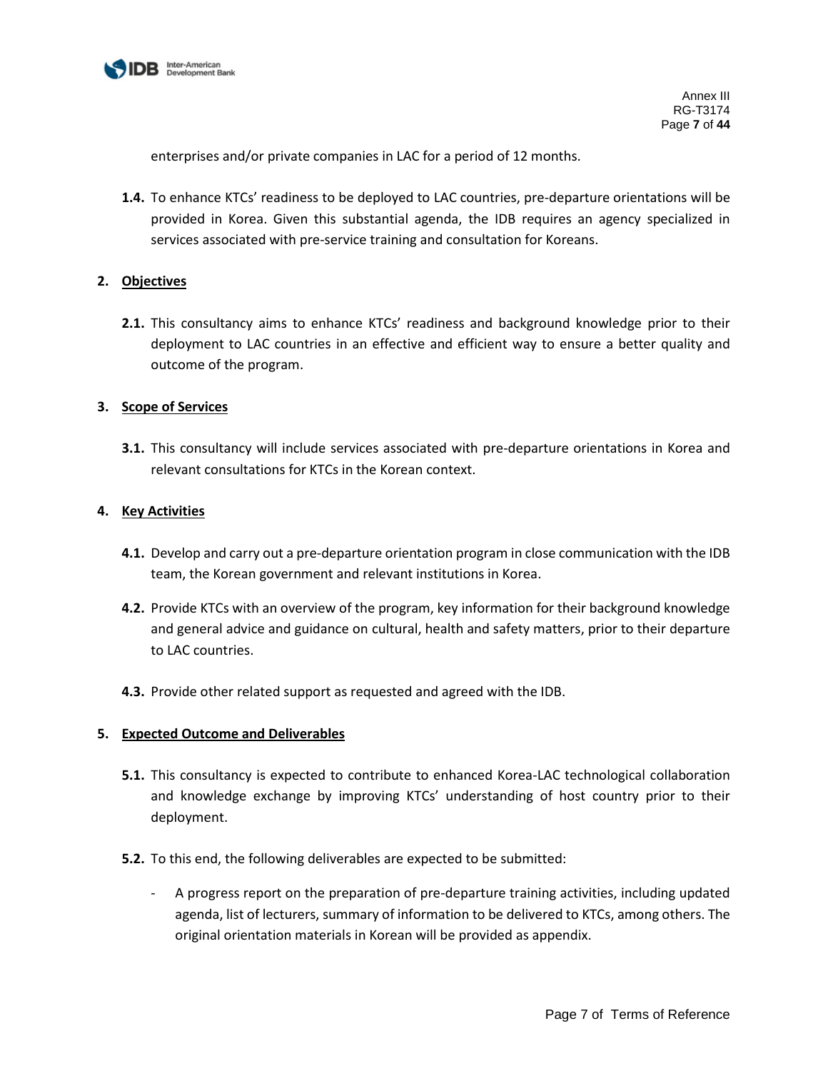enterprises and/or private companies in LAC for a period of 12 months.

**1.4.** To enhance KTCs' readiness to be deployed to LAC countries, pre-departure orientations will be provided in Korea. Given this substantial agenda, the IDB requires an agency specialized in services associated with pre-service training and consultation for Koreans.

## 2. Objectives

**2.1.** This consultancy aims to enhance KTCs' readiness and background knowledge prior to their deployment to LAC countries in an effective and efficient way to ensure a better quality and outcome of the program.

## 3. Scope of Services

**3.1.** This consultancy will include services associated with pre-departure orientations in Korea and relevant consultations for KTCs in the Korean context.

## 4. Key Activities

**4.1.** Develop and carry out a pre-departure orientation program in close communication with the IDB team, the Korean government and relevant institutions in Korea.

**4.2.** Provide KTCs with an overview of the program, key information for their background knowledge and general advice and guidance on cultural, health and safety matters, prior to their departure to LAC countries.

**4.3.** Provide other related support as requested and agreed with the IDB.

## 5. Expected Outcome and Deliverables

**5.1.** This consultancy is expected to contribute to enhanced Korea-LAC technological collaboration and knowledge exchange by improving KTCs' understanding of host country prior to their deployment.

**5.2.** To this end, the following deliverables are expected to be submitted:

- A progress report on the preparation of pre-departure training activities, including updated agenda, list of lecturers, summary of information to be delivered to KTCs, among others. The original orientation materials in Korean will be provided as appendix.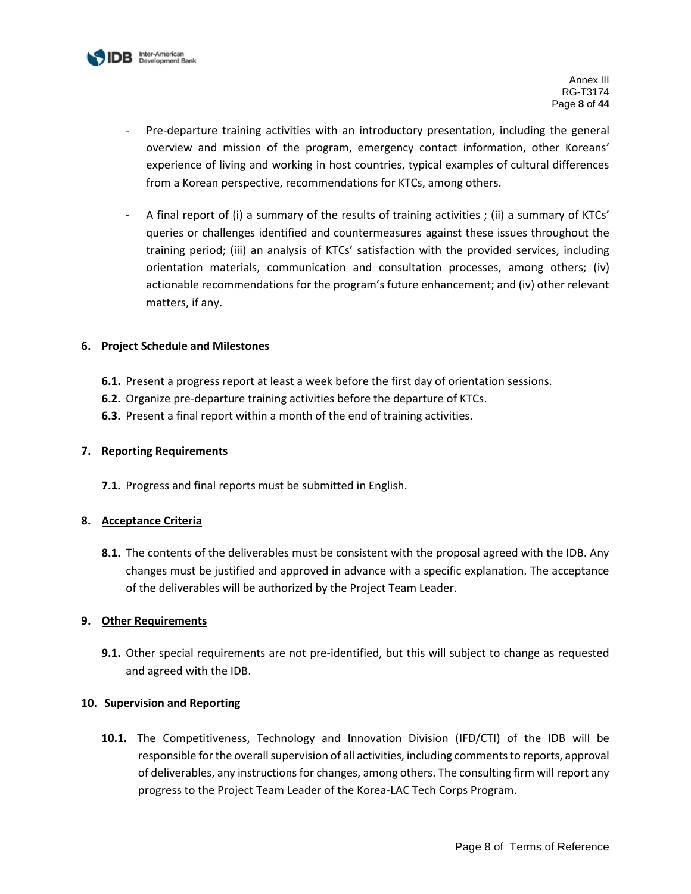- Pre-departure training activities with an introductory presentation, including the general overview and mission of the program, emergency contact information, other Koreans' experience of living and working in host countries, typical examples of cultural differences from a Korean perspective, recommendations for KTCs, among others.

- A final report of (i) a summary of the results of training activities ; (ii) a summary of KTCs' queries or challenges identified and countermeasures against these issues throughout the training period; (iii) an analysis of KTCs' satisfaction with the provided services, including orientation materials, communication and consultation processes, among others; (iv) actionable recommendations for the program's future enhancement; and (iv) other relevant matters, if any.

## 6. Project Schedule and Milestones

**6.1.** Present a progress report at least a week before the first day of orientation sessions.
**6.2.** Organize pre-departure training activities before the departure of KTCs.
**6.3.** Present a final report within a month of the end of training activities.

## 7. Reporting Requirements

**7.1.** Progress and final reports must be submitted in English.

## 8. Acceptance Criteria

**8.1.** The contents of the deliverables must be consistent with the proposal agreed with the IDB. Any changes must be justified and approved in advance with a specific explanation. The acceptance of the deliverables will be authorized by the Project Team Leader.

## 9. Other Requirements

**9.1.** Other special requirements are not pre-identified, but this will subject to change as requested and agreed with the IDB.

## 10. Supervision and Reporting

**10.1.** The Competitiveness, Technology and Innovation Division (IFD/CTI) of the IDB will be responsible for the overall supervision of all activities, including comments to reports, approval of deliverables, any instructions for changes, among others. The consulting firm will report any progress to the Project Team Leader of the Korea-LAC Tech Corps Program.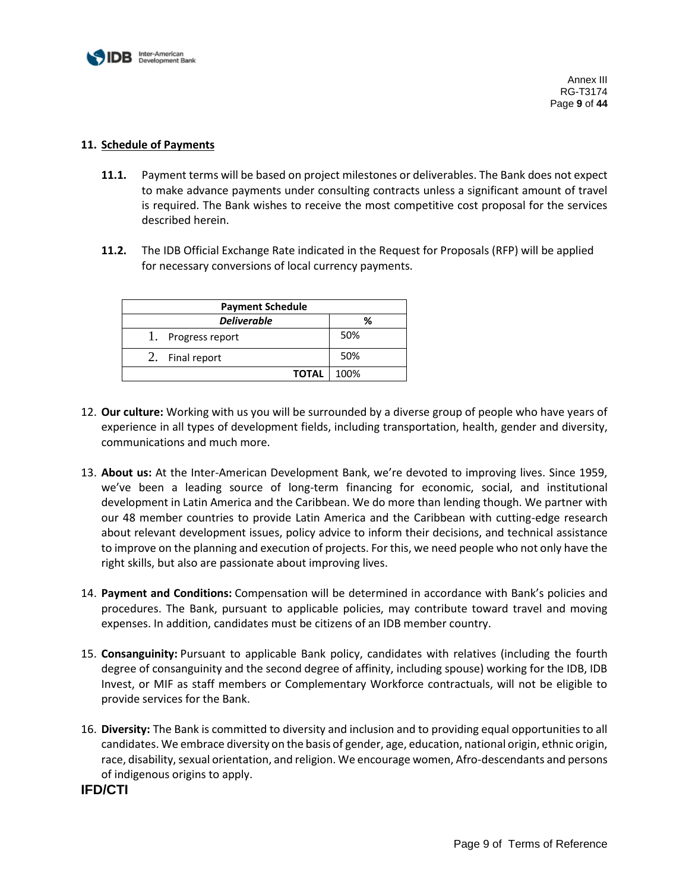## 11. Schedule of Payments

**11.1.** Payment terms will be based on project milestones or deliverables. The Bank does not expect to make advance payments under consulting contracts unless a significant amount of travel is required. The Bank wishes to receive the most competitive cost proposal for the services described herein.

**11.2.** The IDB Official Exchange Rate indicated in the Request for Proposals (RFP) will be applied for necessary conversions of local currency payments.

| Payment Schedule | |
|---|---|
| ***Deliverable*** | **%** |
| 1. Progress report | 50% |
| 2. Final report | 50% |
| **TOTAL** | 100% |

12. **Our culture:** Working with us you will be surrounded by a diverse group of people who have years of experience in all types of development fields, including transportation, health, gender and diversity, communications and much more.

13. **About us:** At the Inter-American Development Bank, we're devoted to improving lives. Since 1959, we've been a leading source of long-term financing for economic, social, and institutional development in Latin America and the Caribbean. We do more than lending though. We partner with our 48 member countries to provide Latin America and the Caribbean with cutting-edge research about relevant development issues, policy advice to inform their decisions, and technical assistance to improve on the planning and execution of projects. For this, we need people who not only have the right skills, but also are passionate about improving lives.

14. **Payment and Conditions:** Compensation will be determined in accordance with Bank's policies and procedures. The Bank, pursuant to applicable policies, may contribute toward travel and moving expenses. In addition, candidates must be citizens of an IDB member country.

15. **Consanguinity:** Pursuant to applicable Bank policy, candidates with relatives (including the fourth degree of consanguinity and the second degree of affinity, including spouse) working for the IDB, IDB Invest, or MIF as staff members or Complementary Workforce contractuals, will not be eligible to provide services for the Bank.

16. **Diversity:** The Bank is committed to diversity and inclusion and to providing equal opportunities to all candidates. We embrace diversity on the basis of gender, age, education, national origin, ethnic origin, race, disability, sexual orientation, and religion. We encourage women, Afro-descendants and persons of indigenous origins to apply.

**IFD/CTI**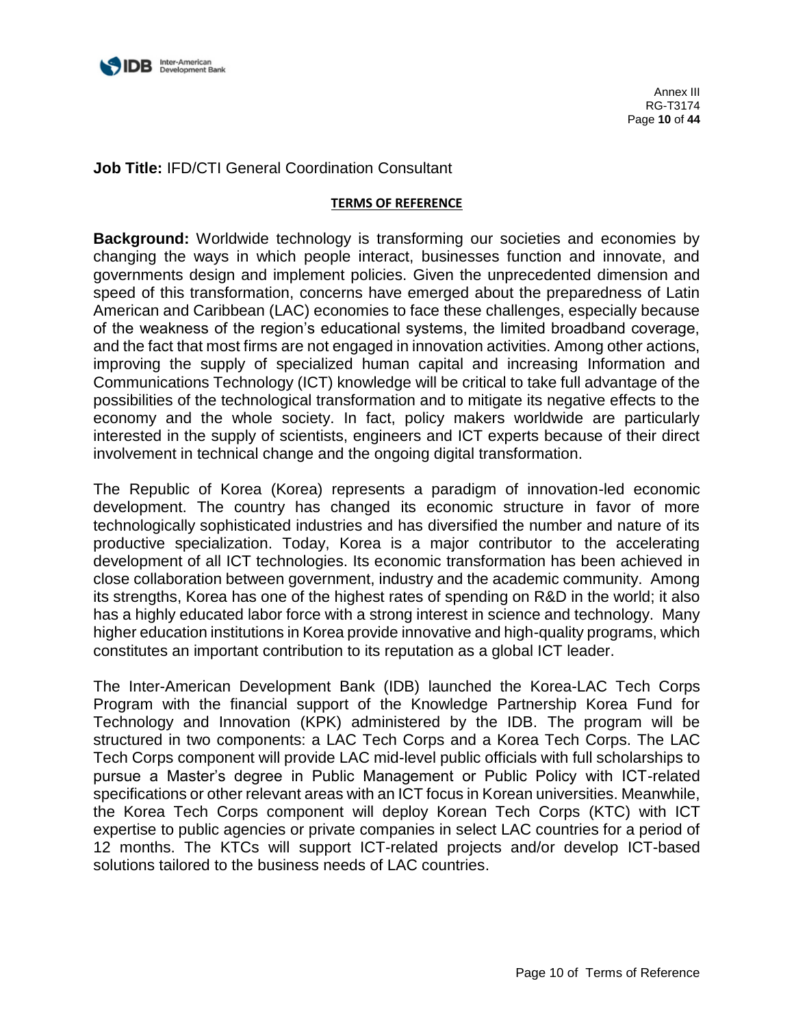**Job Title:** IFD/CTI General Coordination Consultant

**TERMS OF REFERENCE**

**Background:** Worldwide technology is transforming our societies and economies by changing the ways in which people interact, businesses function and innovate, and governments design and implement policies. Given the unprecedented dimension and speed of this transformation, concerns have emerged about the preparedness of Latin American and Caribbean (LAC) economies to face these challenges, especially because of the weakness of the region's educational systems, the limited broadband coverage, and the fact that most firms are not engaged in innovation activities. Among other actions, improving the supply of specialized human capital and increasing Information and Communications Technology (ICT) knowledge will be critical to take full advantage of the possibilities of the technological transformation and to mitigate its negative effects to the economy and the whole society. In fact, policy makers worldwide are particularly interested in the supply of scientists, engineers and ICT experts because of their direct involvement in technical change and the ongoing digital transformation.

The Republic of Korea (Korea) represents a paradigm of innovation-led economic development. The country has changed its economic structure in favor of more technologically sophisticated industries and has diversified the number and nature of its productive specialization. Today, Korea is a major contributor to the accelerating development of all ICT technologies. Its economic transformation has been achieved in close collaboration between government, industry and the academic community. Among its strengths, Korea has one of the highest rates of spending on R&D in the world; it also has a highly educated labor force with a strong interest in science and technology. Many higher education institutions in Korea provide innovative and high-quality programs, which constitutes an important contribution to its reputation as a global ICT leader.

The Inter-American Development Bank (IDB) launched the Korea-LAC Tech Corps Program with the financial support of the Knowledge Partnership Korea Fund for Technology and Innovation (KPK) administered by the IDB. The program will be structured in two components: a LAC Tech Corps and a Korea Tech Corps. The LAC Tech Corps component will provide LAC mid-level public officials with full scholarships to pursue a Master's degree in Public Management or Public Policy with ICT-related specifications or other relevant areas with an ICT focus in Korean universities. Meanwhile, the Korea Tech Corps component will deploy Korean Tech Corps (KTC) with ICT expertise to public agencies or private companies in select LAC countries for a period of 12 months. The KTCs will support ICT-related projects and/or develop ICT-based solutions tailored to the business needs of LAC countries.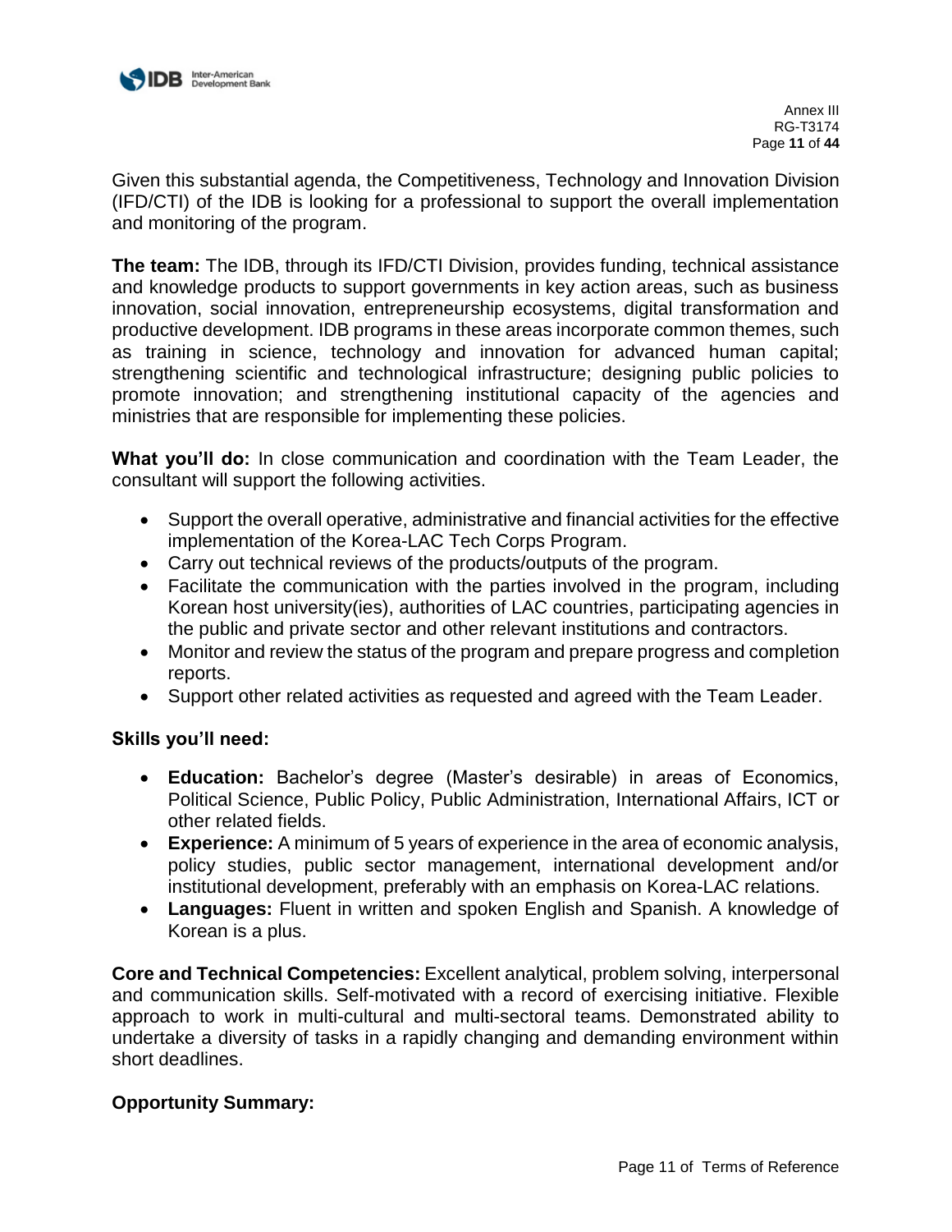Given this substantial agenda, the Competitiveness, Technology and Innovation Division (IFD/CTI) of the IDB is looking for a professional to support the overall implementation and monitoring of the program.

**The team:** The IDB, through its IFD/CTI Division, provides funding, technical assistance and knowledge products to support governments in key action areas, such as business innovation, social innovation, entrepreneurship ecosystems, digital transformation and productive development. IDB programs in these areas incorporate common themes, such as training in science, technology and innovation for advanced human capital; strengthening scientific and technological infrastructure; designing public policies to promote innovation; and strengthening institutional capacity of the agencies and ministries that are responsible for implementing these policies.

**What you'll do:** In close communication and coordination with the Team Leader, the consultant will support the following activities.

- Support the overall operative, administrative and financial activities for the effective implementation of the Korea-LAC Tech Corps Program.
- Carry out technical reviews of the products/outputs of the program.
- Facilitate the communication with the parties involved in the program, including Korean host university(ies), authorities of LAC countries, participating agencies in the public and private sector and other relevant institutions and contractors.
- Monitor and review the status of the program and prepare progress and completion reports.
- Support other related activities as requested and agreed with the Team Leader.

**Skills you'll need:**

- **Education:** Bachelor's degree (Master's desirable) in areas of Economics, Political Science, Public Policy, Public Administration, International Affairs, ICT or other related fields.
- **Experience:** A minimum of 5 years of experience in the area of economic analysis, policy studies, public sector management, international development and/or institutional development, preferably with an emphasis on Korea-LAC relations.
- **Languages:** Fluent in written and spoken English and Spanish. A knowledge of Korean is a plus.

**Core and Technical Competencies:** Excellent analytical, problem solving, interpersonal and communication skills. Self-motivated with a record of exercising initiative. Flexible approach to work in multi-cultural and multi-sectoral teams. Demonstrated ability to undertake a diversity of tasks in a rapidly changing and demanding environment within short deadlines.

**Opportunity Summary:**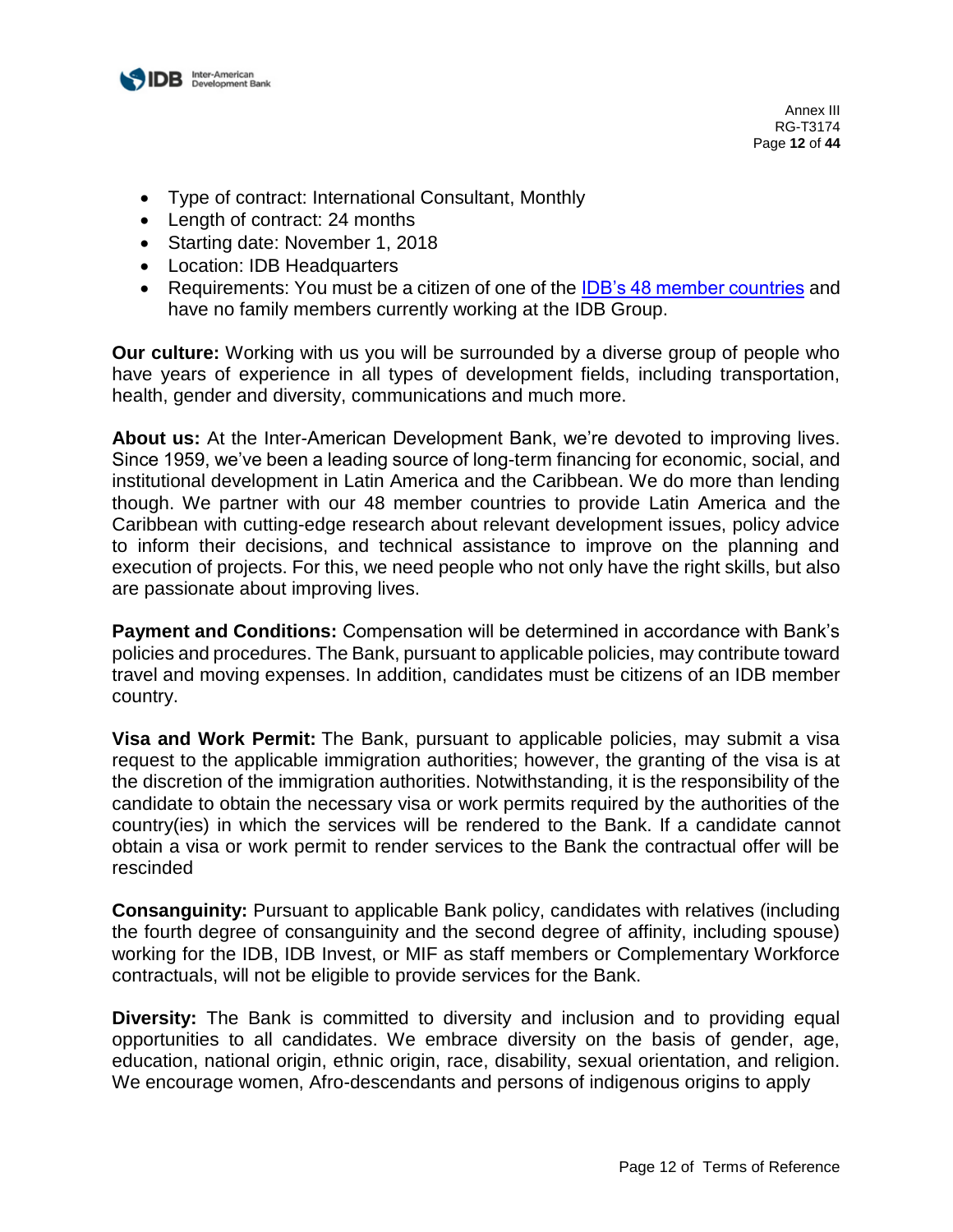- Type of contract: International Consultant, Monthly
- Length of contract: 24 months
- Starting date: November 1, 2018
- Location: IDB Headquarters
- Requirements: You must be a citizen of one of the IDB's 48 member countries and have no family members currently working at the IDB Group.

**Our culture:** Working with us you will be surrounded by a diverse group of people who have years of experience in all types of development fields, including transportation, health, gender and diversity, communications and much more.

**About us:** At the Inter-American Development Bank, we're devoted to improving lives. Since 1959, we've been a leading source of long-term financing for economic, social, and institutional development in Latin America and the Caribbean. We do more than lending though. We partner with our 48 member countries to provide Latin America and the Caribbean with cutting-edge research about relevant development issues, policy advice to inform their decisions, and technical assistance to improve on the planning and execution of projects. For this, we need people who not only have the right skills, but also are passionate about improving lives.

**Payment and Conditions:** Compensation will be determined in accordance with Bank's policies and procedures. The Bank, pursuant to applicable policies, may contribute toward travel and moving expenses. In addition, candidates must be citizens of an IDB member country.

**Visa and Work Permit:** The Bank, pursuant to applicable policies, may submit a visa request to the applicable immigration authorities; however, the granting of the visa is at the discretion of the immigration authorities. Notwithstanding, it is the responsibility of the candidate to obtain the necessary visa or work permits required by the authorities of the country(ies) in which the services will be rendered to the Bank. If a candidate cannot obtain a visa or work permit to render services to the Bank the contractual offer will be rescinded

**Consanguinity:** Pursuant to applicable Bank policy, candidates with relatives (including the fourth degree of consanguinity and the second degree of affinity, including spouse) working for the IDB, IDB Invest, or MIF as staff members or Complementary Workforce contractuals, will not be eligible to provide services for the Bank.

**Diversity:** The Bank is committed to diversity and inclusion and to providing equal opportunities to all candidates. We embrace diversity on the basis of gender, age, education, national origin, ethnic origin, race, disability, sexual orientation, and religion. We encourage women, Afro-descendants and persons of indigenous origins to apply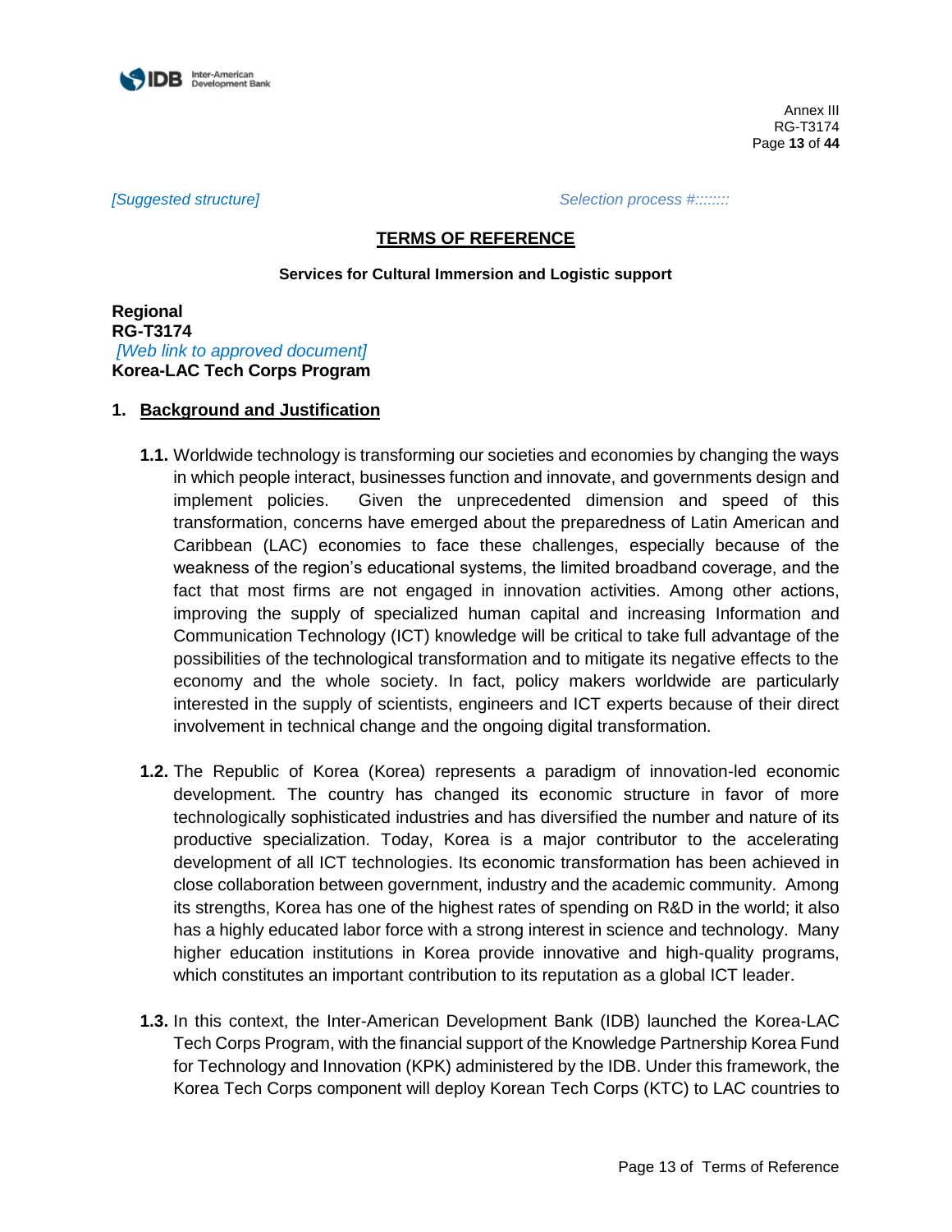*[Suggested structure]* *Selection process #:::::::*

# TERMS OF REFERENCE

**Services for Cultural Immersion and Logistic support**

**Regional**
**RG-T3174**
*[Web link to approved document]*
**Korea-LAC Tech Corps Program**

## 1. Background and Justification

**1.1.** Worldwide technology is transforming our societies and economies by changing the ways in which people interact, businesses function and innovate, and governments design and implement policies. Given the unprecedented dimension and speed of this transformation, concerns have emerged about the preparedness of Latin American and Caribbean (LAC) economies to face these challenges, especially because of the weakness of the region's educational systems, the limited broadband coverage, and the fact that most firms are not engaged in innovation activities. Among other actions, improving the supply of specialized human capital and increasing Information and Communication Technology (ICT) knowledge will be critical to take full advantage of the possibilities of the technological transformation and to mitigate its negative effects to the economy and the whole society. In fact, policy makers worldwide are particularly interested in the supply of scientists, engineers and ICT experts because of their direct involvement in technical change and the ongoing digital transformation.

**1.2.** The Republic of Korea (Korea) represents a paradigm of innovation-led economic development. The country has changed its economic structure in favor of more technologically sophisticated industries and has diversified the number and nature of its productive specialization. Today, Korea is a major contributor to the accelerating development of all ICT technologies. Its economic transformation has been achieved in close collaboration between government, industry and the academic community. Among its strengths, Korea has one of the highest rates of spending on R&D in the world; it also has a highly educated labor force with a strong interest in science and technology. Many higher education institutions in Korea provide innovative and high-quality programs, which constitutes an important contribution to its reputation as a global ICT leader.

**1.3.** In this context, the Inter-American Development Bank (IDB) launched the Korea-LAC Tech Corps Program, with the financial support of the Knowledge Partnership Korea Fund for Technology and Innovation (KPK) administered by the IDB. Under this framework, the Korea Tech Corps component will deploy Korean Tech Corps (KTC) to LAC countries to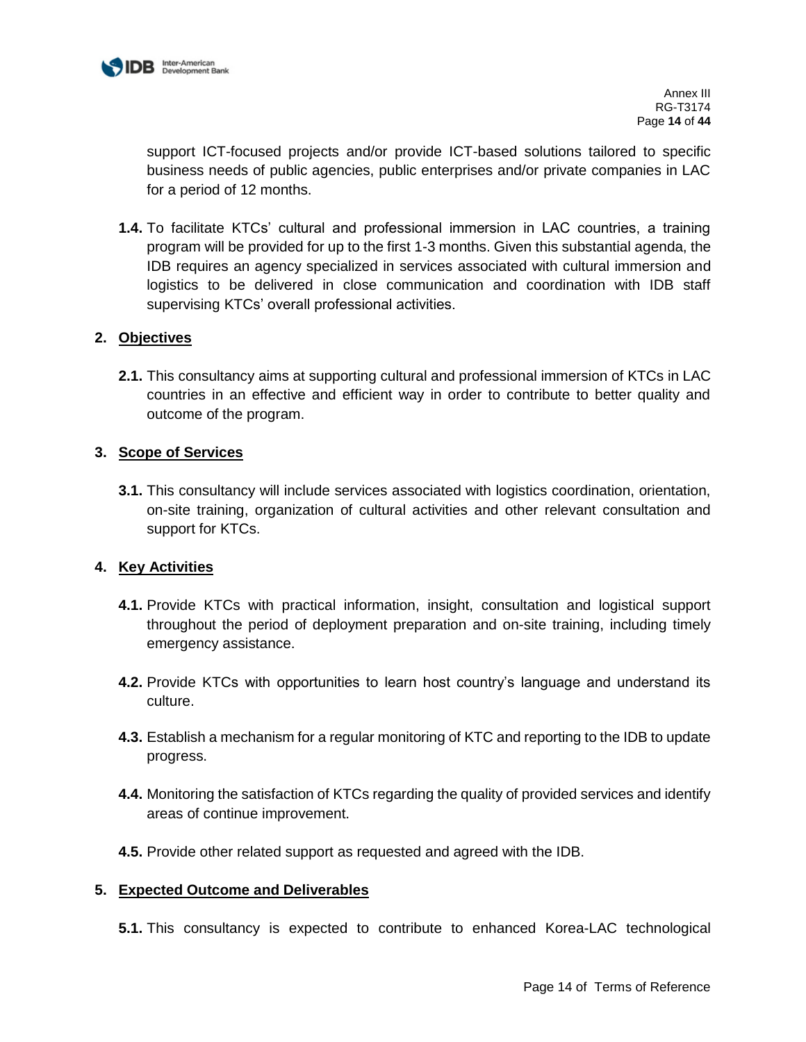support ICT-focused projects and/or provide ICT-based solutions tailored to specific business needs of public agencies, public enterprises and/or private companies in LAC for a period of 12 months.

**1.4.** To facilitate KTCs' cultural and professional immersion in LAC countries, a training program will be provided for up to the first 1-3 months. Given this substantial agenda, the IDB requires an agency specialized in services associated with cultural immersion and logistics to be delivered in close communication and coordination with IDB staff supervising KTCs' overall professional activities.

## 2. Objectives

**2.1.** This consultancy aims at supporting cultural and professional immersion of KTCs in LAC countries in an effective and efficient way in order to contribute to better quality and outcome of the program.

## 3. Scope of Services

**3.1.** This consultancy will include services associated with logistics coordination, orientation, on-site training, organization of cultural activities and other relevant consultation and support for KTCs.

## 4. Key Activities

**4.1.** Provide KTCs with practical information, insight, consultation and logistical support throughout the period of deployment preparation and on-site training, including timely emergency assistance.

**4.2.** Provide KTCs with opportunities to learn host country's language and understand its culture.

**4.3.** Establish a mechanism for a regular monitoring of KTC and reporting to the IDB to update progress.

**4.4.** Monitoring the satisfaction of KTCs regarding the quality of provided services and identify areas of continue improvement.

**4.5.** Provide other related support as requested and agreed with the IDB.

## 5. Expected Outcome and Deliverables

**5.1.** This consultancy is expected to contribute to enhanced Korea-LAC technological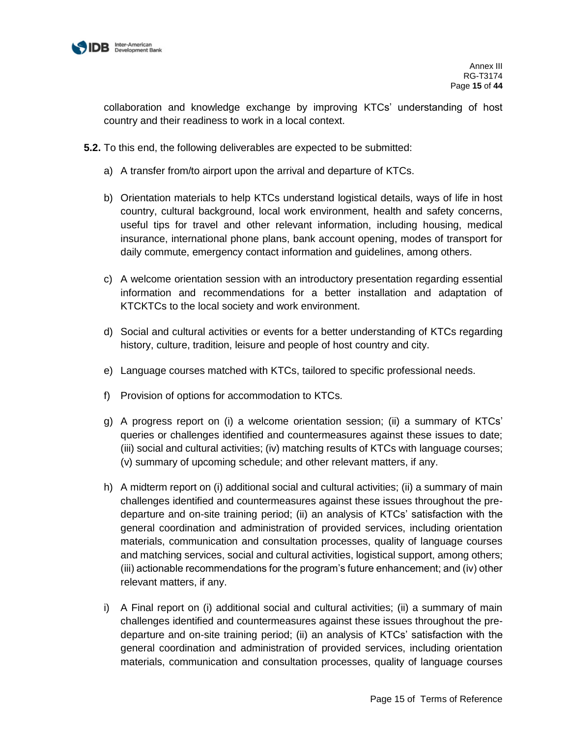collaboration and knowledge exchange by improving KTCs' understanding of host country and their readiness to work in a local context.

**5.2.** To this end, the following deliverables are expected to be submitted:

a) A transfer from/to airport upon the arrival and departure of KTCs.

b) Orientation materials to help KTCs understand logistical details, ways of life in host country, cultural background, local work environment, health and safety concerns, useful tips for travel and other relevant information, including housing, medical insurance, international phone plans, bank account opening, modes of transport for daily commute, emergency contact information and guidelines, among others.

c) A welcome orientation session with an introductory presentation regarding essential information and recommendations for a better installation and adaptation of KTCKTCs to the local society and work environment.

d) Social and cultural activities or events for a better understanding of KTCs regarding history, culture, tradition, leisure and people of host country and city.

e) Language courses matched with KTCs, tailored to specific professional needs.

f) Provision of options for accommodation to KTCs.

g) A progress report on (i) a welcome orientation session; (ii) a summary of KTCs' queries or challenges identified and countermeasures against these issues to date; (iii) social and cultural activities; (iv) matching results of KTCs with language courses; (v) summary of upcoming schedule; and other relevant matters, if any.

h) A midterm report on (i) additional social and cultural activities; (ii) a summary of main challenges identified and countermeasures against these issues throughout the pre-departure and on-site training period; (ii) an analysis of KTCs' satisfaction with the general coordination and administration of provided services, including orientation materials, communication and consultation processes, quality of language courses and matching services, social and cultural activities, logistical support, among others; (iii) actionable recommendations for the program's future enhancement; and (iv) other relevant matters, if any.

i) A Final report on (i) additional social and cultural activities; (ii) a summary of main challenges identified and countermeasures against these issues throughout the pre-departure and on-site training period; (ii) an analysis of KTCs' satisfaction with the general coordination and administration of provided services, including orientation materials, communication and consultation processes, quality of language courses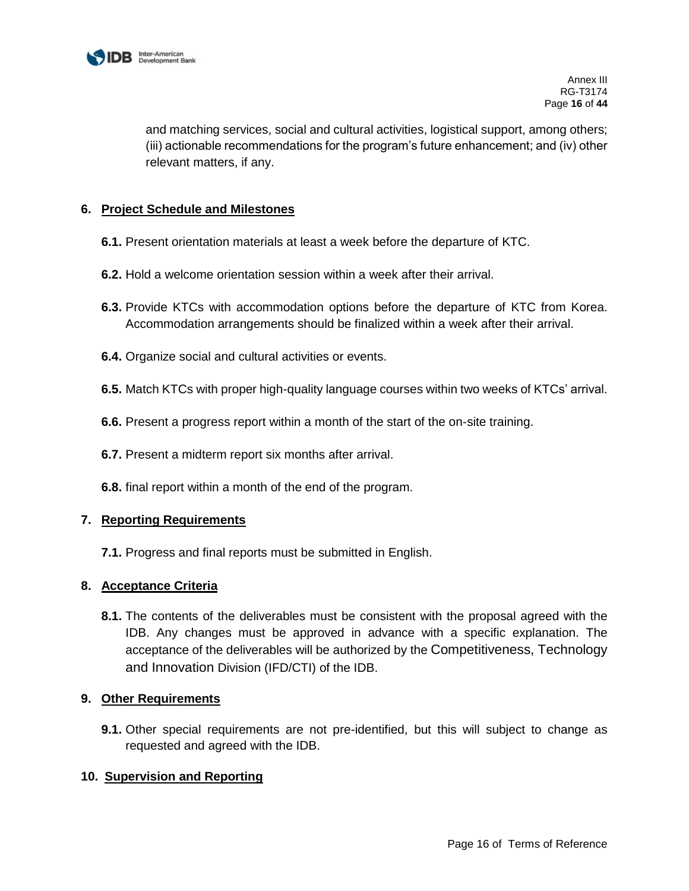and matching services, social and cultural activities, logistical support, among others; (iii) actionable recommendations for the program's future enhancement; and (iv) other relevant matters, if any.

## 6. Project Schedule and Milestones

**6.1.** Present orientation materials at least a week before the departure of KTC.

**6.2.** Hold a welcome orientation session within a week after their arrival.

**6.3.** Provide KTCs with accommodation options before the departure of KTC from Korea. Accommodation arrangements should be finalized within a week after their arrival.

**6.4.** Organize social and cultural activities or events.

**6.5.** Match KTCs with proper high-quality language courses within two weeks of KTCs' arrival.

**6.6.** Present a progress report within a month of the start of the on-site training.

**6.7.** Present a midterm report six months after arrival.

**6.8.** final report within a month of the end of the program.

## 7. Reporting Requirements

**7.1.** Progress and final reports must be submitted in English.

## 8. Acceptance Criteria

**8.1.** The contents of the deliverables must be consistent with the proposal agreed with the IDB. Any changes must be approved in advance with a specific explanation. The acceptance of the deliverables will be authorized by the Competitiveness, Technology and Innovation Division (IFD/CTI) of the IDB.

## 9. Other Requirements

**9.1.** Other special requirements are not pre-identified, but this will subject to change as requested and agreed with the IDB.

## 10. Supervision and Reporting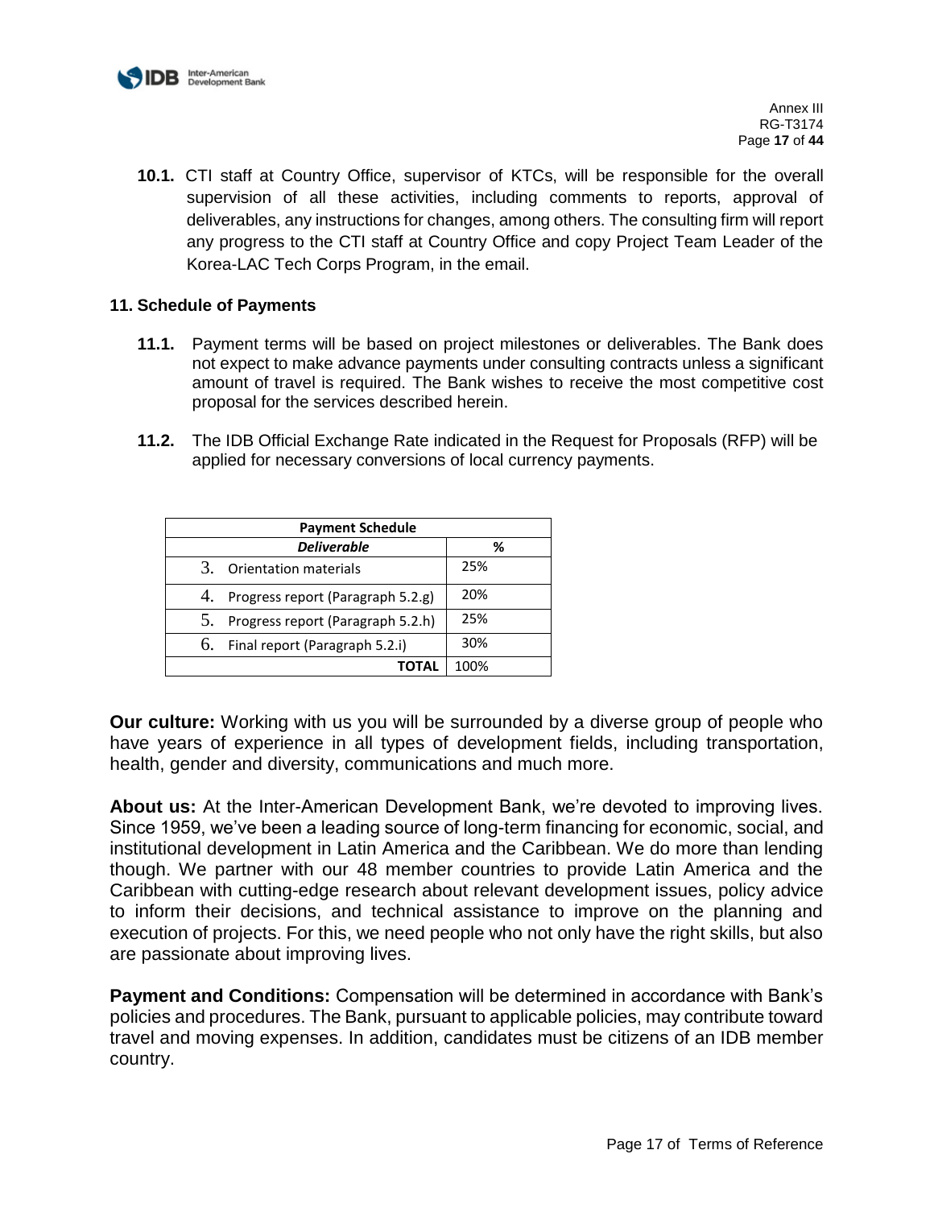**10.1.** CTI staff at Country Office, supervisor of KTCs, will be responsible for the overall supervision of all these activities, including comments to reports, approval of deliverables, any instructions for changes, among others. The consulting firm will report any progress to the CTI staff at Country Office and copy Project Team Leader of the Korea-LAC Tech Corps Program, in the email.

## 11. Schedule of Payments

**11.1.** Payment terms will be based on project milestones or deliverables. The Bank does not expect to make advance payments under consulting contracts unless a significant amount of travel is required. The Bank wishes to receive the most competitive cost proposal for the services described herein.

**11.2.** The IDB Official Exchange Rate indicated in the Request for Proposals (RFP) will be applied for necessary conversions of local currency payments.

| **Payment Schedule** | |
|---|---|
| ***Deliverable*** | **%** |
| 3. Orientation materials | 25% |
| 4. Progress report (Paragraph 5.2.g) | 20% |
| 5. Progress report (Paragraph 5.2.h) | 25% |
| 6. Final report (Paragraph 5.2.i) | 30% |
| **TOTAL** | 100% |

**Our culture:** Working with us you will be surrounded by a diverse group of people who have years of experience in all types of development fields, including transportation, health, gender and diversity, communications and much more.

**About us:** At the Inter-American Development Bank, we're devoted to improving lives. Since 1959, we've been a leading source of long-term financing for economic, social, and institutional development in Latin America and the Caribbean. We do more than lending though. We partner with our 48 member countries to provide Latin America and the Caribbean with cutting-edge research about relevant development issues, policy advice to inform their decisions, and technical assistance to improve on the planning and execution of projects. For this, we need people who not only have the right skills, but also are passionate about improving lives.

**Payment and Conditions:** Compensation will be determined in accordance with Bank's policies and procedures. The Bank, pursuant to applicable policies, may contribute toward travel and moving expenses. In addition, candidates must be citizens of an IDB member country.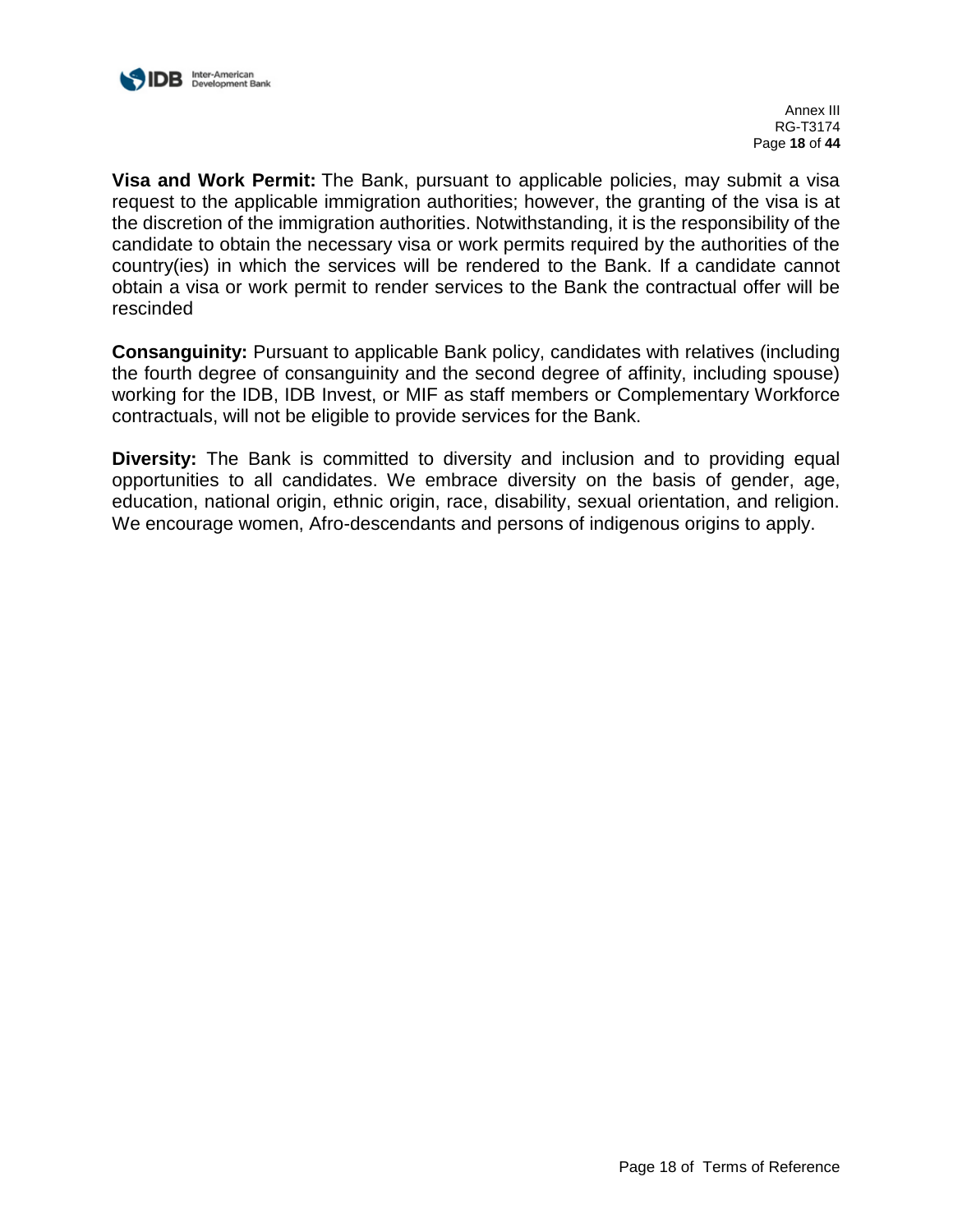**Visa and Work Permit:** The Bank, pursuant to applicable policies, may submit a visa request to the applicable immigration authorities; however, the granting of the visa is at the discretion of the immigration authorities. Notwithstanding, it is the responsibility of the candidate to obtain the necessary visa or work permits required by the authorities of the country(ies) in which the services will be rendered to the Bank. If a candidate cannot obtain a visa or work permit to render services to the Bank the contractual offer will be rescinded

**Consanguinity:** Pursuant to applicable Bank policy, candidates with relatives (including the fourth degree of consanguinity and the second degree of affinity, including spouse) working for the IDB, IDB Invest, or MIF as staff members or Complementary Workforce contractuals, will not be eligible to provide services for the Bank.

**Diversity:** The Bank is committed to diversity and inclusion and to providing equal opportunities to all candidates. We embrace diversity on the basis of gender, age, education, national origin, ethnic origin, race, disability, sexual orientation, and religion. We encourage women, Afro-descendants and persons of indigenous origins to apply.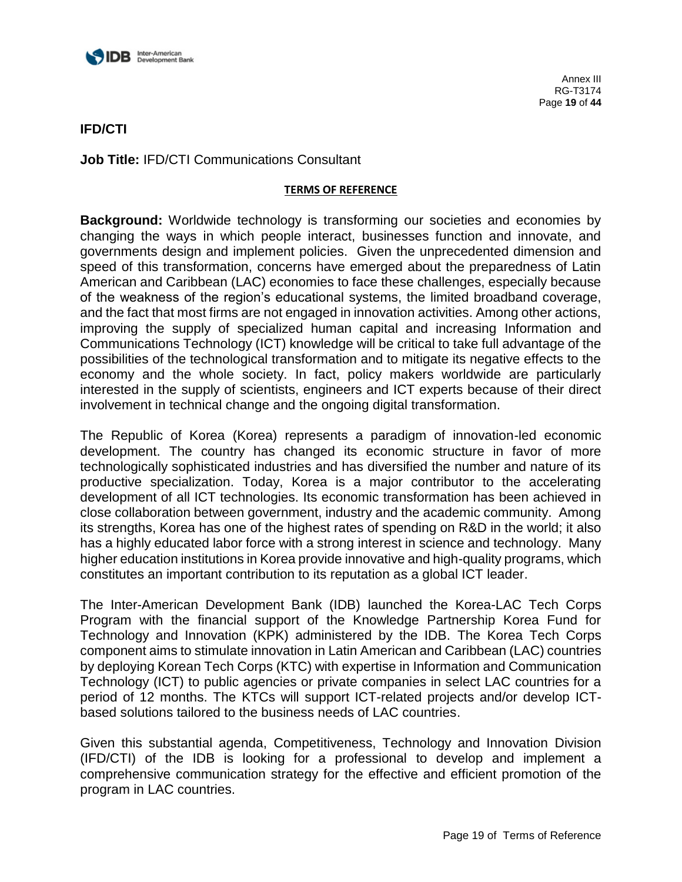## IFD/CTI

**Job Title:** IFD/CTI Communications Consultant

**TERMS OF REFERENCE**

**Background:** Worldwide technology is transforming our societies and economies by changing the ways in which people interact, businesses function and innovate, and governments design and implement policies. Given the unprecedented dimension and speed of this transformation, concerns have emerged about the preparedness of Latin American and Caribbean (LAC) economies to face these challenges, especially because of the weakness of the region's educational systems, the limited broadband coverage, and the fact that most firms are not engaged in innovation activities. Among other actions, improving the supply of specialized human capital and increasing Information and Communications Technology (ICT) knowledge will be critical to take full advantage of the possibilities of the technological transformation and to mitigate its negative effects to the economy and the whole society. In fact, policy makers worldwide are particularly interested in the supply of scientists, engineers and ICT experts because of their direct involvement in technical change and the ongoing digital transformation.

The Republic of Korea (Korea) represents a paradigm of innovation-led economic development. The country has changed its economic structure in favor of more technologically sophisticated industries and has diversified the number and nature of its productive specialization. Today, Korea is a major contributor to the accelerating development of all ICT technologies. Its economic transformation has been achieved in close collaboration between government, industry and the academic community. Among its strengths, Korea has one of the highest rates of spending on R&D in the world; it also has a highly educated labor force with a strong interest in science and technology. Many higher education institutions in Korea provide innovative and high-quality programs, which constitutes an important contribution to its reputation as a global ICT leader.

The Inter-American Development Bank (IDB) launched the Korea-LAC Tech Corps Program with the financial support of the Knowledge Partnership Korea Fund for Technology and Innovation (KPK) administered by the IDB. The Korea Tech Corps component aims to stimulate innovation in Latin American and Caribbean (LAC) countries by deploying Korean Tech Corps (KTC) with expertise in Information and Communication Technology (ICT) to public agencies or private companies in select LAC countries for a period of 12 months. The KTCs will support ICT-related projects and/or develop ICT-based solutions tailored to the business needs of LAC countries.

Given this substantial agenda, Competitiveness, Technology and Innovation Division (IFD/CTI) of the IDB is looking for a professional to develop and implement a comprehensive communication strategy for the effective and efficient promotion of the program in LAC countries.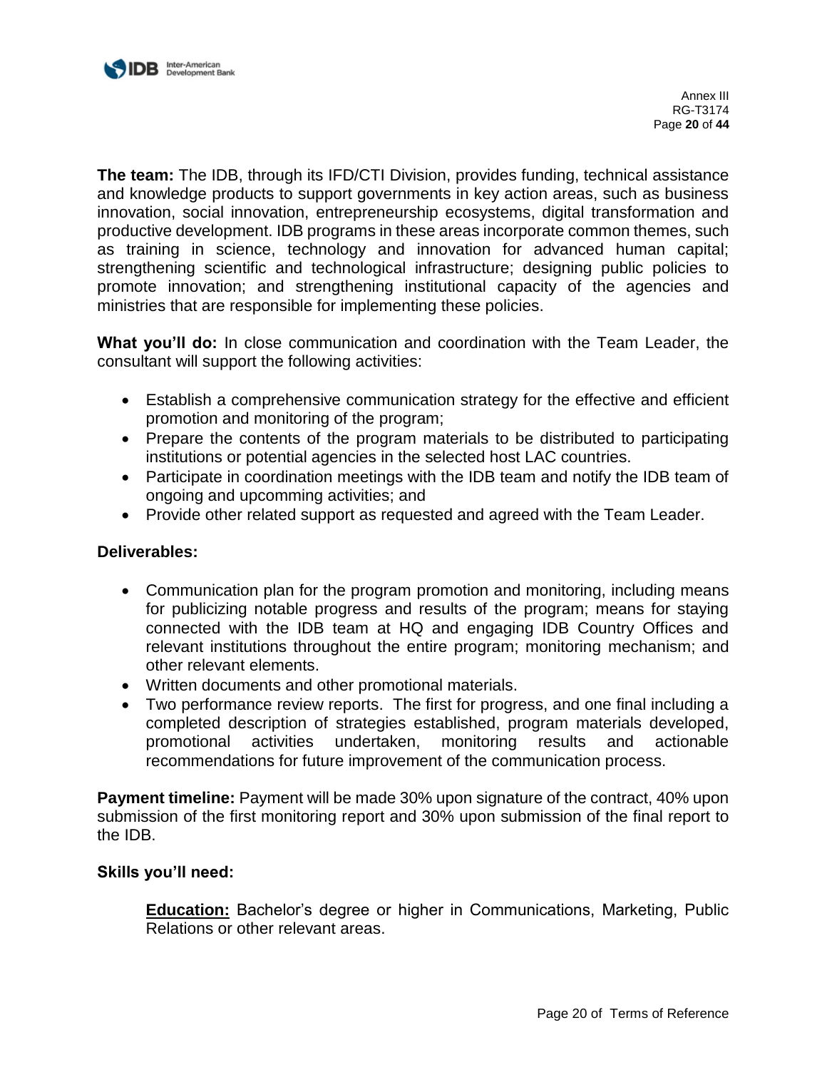**The team:** The IDB, through its IFD/CTI Division, provides funding, technical assistance and knowledge products to support governments in key action areas, such as business innovation, social innovation, entrepreneurship ecosystems, digital transformation and productive development. IDB programs in these areas incorporate common themes, such as training in science, technology and innovation for advanced human capital; strengthening scientific and technological infrastructure; designing public policies to promote innovation; and strengthening institutional capacity of the agencies and ministries that are responsible for implementing these policies.

**What you'll do:** In close communication and coordination with the Team Leader, the consultant will support the following activities:

- Establish a comprehensive communication strategy for the effective and efficient promotion and monitoring of the program;
- Prepare the contents of the program materials to be distributed to participating institutions or potential agencies in the selected host LAC countries.
- Participate in coordination meetings with the IDB team and notify the IDB team of ongoing and upcomming activities; and
- Provide other related support as requested and agreed with the Team Leader.

**Deliverables:**

- Communication plan for the program promotion and monitoring, including means for publicizing notable progress and results of the program; means for staying connected with the IDB team at HQ and engaging IDB Country Offices and relevant institutions throughout the entire program; monitoring mechanism; and other relevant elements.
- Written documents and other promotional materials.
- Two performance review reports. The first for progress, and one final including a completed description of strategies established, program materials developed, promotional activities undertaken, monitoring results and actionable recommendations for future improvement of the communication process.

**Payment timeline:** Payment will be made 30% upon signature of the contract, 40% upon submission of the first monitoring report and 30% upon submission of the final report to the IDB.

**Skills you'll need:**

**Education:** Bachelor's degree or higher in Communications, Marketing, Public Relations or other relevant areas.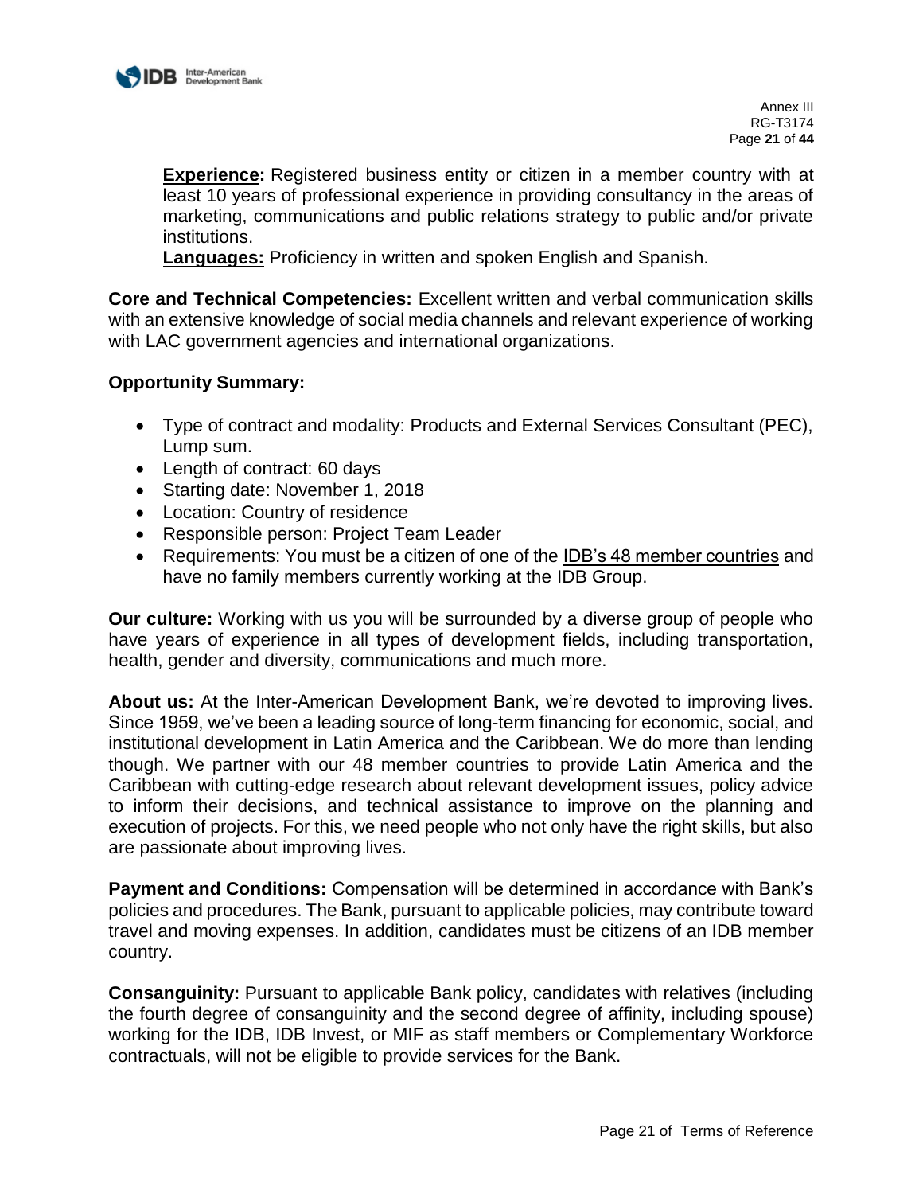**Experience:** Registered business entity or citizen in a member country with at least 10 years of professional experience in providing consultancy in the areas of marketing, communications and public relations strategy to public and/or private institutions.
**Languages:** Proficiency in written and spoken English and Spanish.

**Core and Technical Competencies:** Excellent written and verbal communication skills with an extensive knowledge of social media channels and relevant experience of working with LAC government agencies and international organizations.

**Opportunity Summary:**

- Type of contract and modality: Products and External Services Consultant (PEC), Lump sum.
- Length of contract: 60 days
- Starting date: November 1, 2018
- Location: Country of residence
- Responsible person: Project Team Leader
- Requirements: You must be a citizen of one of the IDB's 48 member countries and have no family members currently working at the IDB Group.

**Our culture:** Working with us you will be surrounded by a diverse group of people who have years of experience in all types of development fields, including transportation, health, gender and diversity, communications and much more.

**About us:** At the Inter-American Development Bank, we're devoted to improving lives. Since 1959, we've been a leading source of long-term financing for economic, social, and institutional development in Latin America and the Caribbean. We do more than lending though. We partner with our 48 member countries to provide Latin America and the Caribbean with cutting-edge research about relevant development issues, policy advice to inform their decisions, and technical assistance to improve on the planning and execution of projects. For this, we need people who not only have the right skills, but also are passionate about improving lives.

**Payment and Conditions:** Compensation will be determined in accordance with Bank's policies and procedures. The Bank, pursuant to applicable policies, may contribute toward travel and moving expenses. In addition, candidates must be citizens of an IDB member country.

**Consanguinity:** Pursuant to applicable Bank policy, candidates with relatives (including the fourth degree of consanguinity and the second degree of affinity, including spouse) working for the IDB, IDB Invest, or MIF as staff members or Complementary Workforce contractuals, will not be eligible to provide services for the Bank.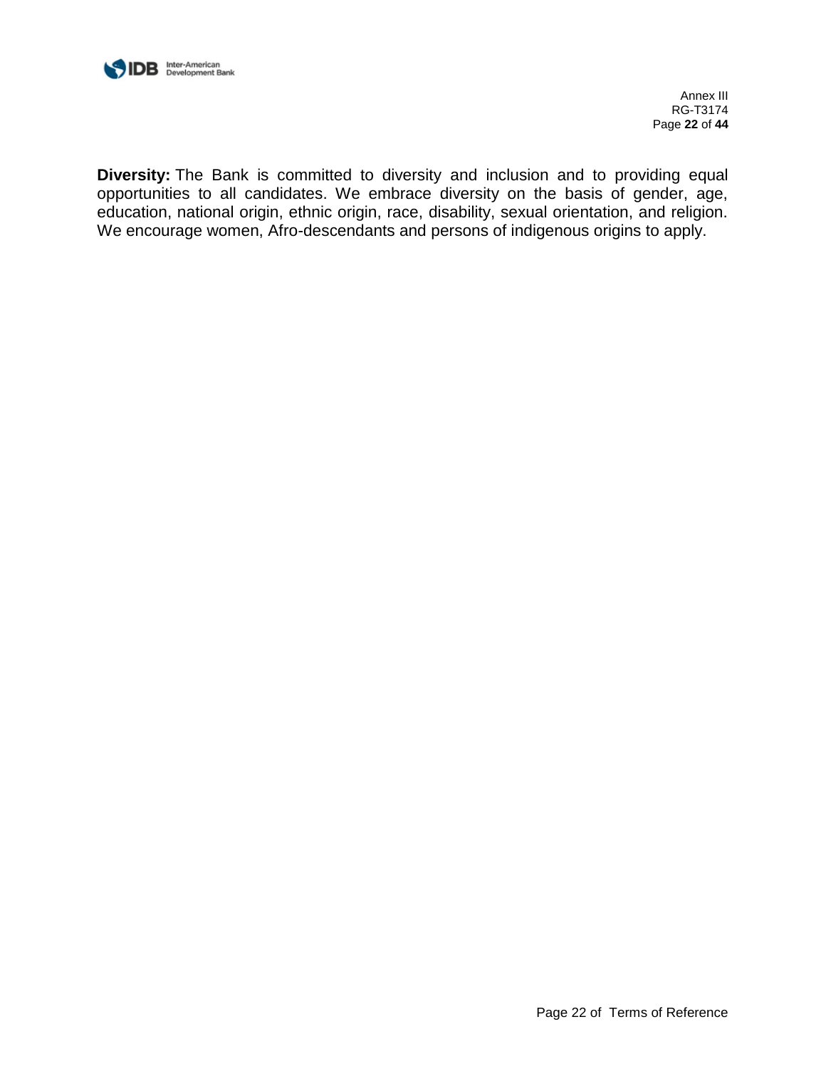**Diversity:** The Bank is committed to diversity and inclusion and to providing equal opportunities to all candidates. We embrace diversity on the basis of gender, age, education, national origin, ethnic origin, race, disability, sexual orientation, and religion. We encourage women, Afro-descendants and persons of indigenous origins to apply.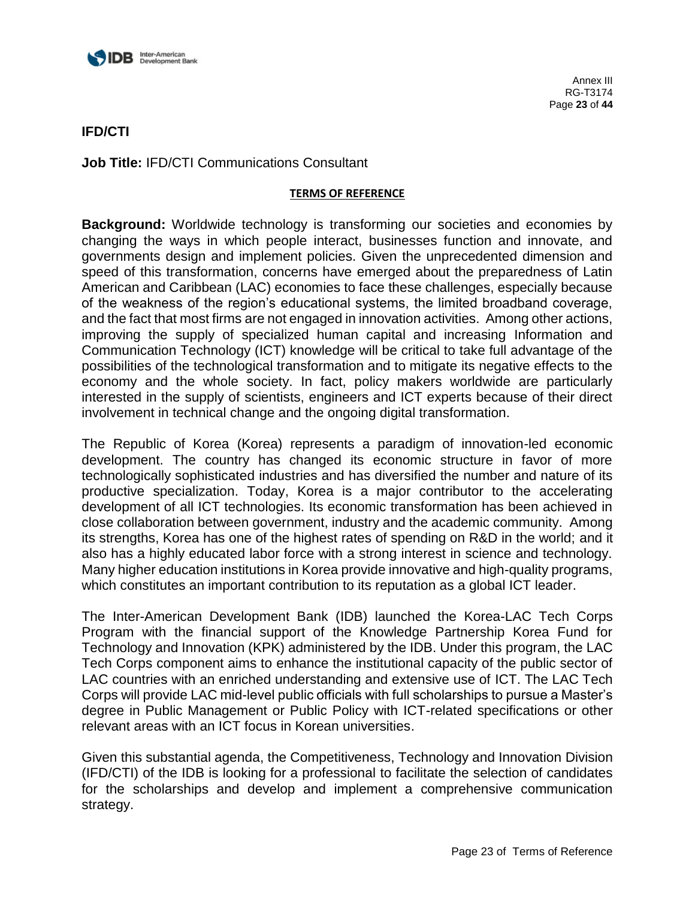**IFD/CTI**

**Job Title:** IFD/CTI Communications Consultant

**TERMS OF REFERENCE**

**Background:** Worldwide technology is transforming our societies and economies by changing the ways in which people interact, businesses function and innovate, and governments design and implement policies. Given the unprecedented dimension and speed of this transformation, concerns have emerged about the preparedness of Latin American and Caribbean (LAC) economies to face these challenges, especially because of the weakness of the region's educational systems, the limited broadband coverage, and the fact that most firms are not engaged in innovation activities. Among other actions, improving the supply of specialized human capital and increasing Information and Communication Technology (ICT) knowledge will be critical to take full advantage of the possibilities of the technological transformation and to mitigate its negative effects to the economy and the whole society. In fact, policy makers worldwide are particularly interested in the supply of scientists, engineers and ICT experts because of their direct involvement in technical change and the ongoing digital transformation.

The Republic of Korea (Korea) represents a paradigm of innovation-led economic development. The country has changed its economic structure in favor of more technologically sophisticated industries and has diversified the number and nature of its productive specialization. Today, Korea is a major contributor to the accelerating development of all ICT technologies. Its economic transformation has been achieved in close collaboration between government, industry and the academic community. Among its strengths, Korea has one of the highest rates of spending on R&D in the world; and it also has a highly educated labor force with a strong interest in science and technology. Many higher education institutions in Korea provide innovative and high-quality programs, which constitutes an important contribution to its reputation as a global ICT leader.

The Inter-American Development Bank (IDB) launched the Korea-LAC Tech Corps Program with the financial support of the Knowledge Partnership Korea Fund for Technology and Innovation (KPK) administered by the IDB. Under this program, the LAC Tech Corps component aims to enhance the institutional capacity of the public sector of LAC countries with an enriched understanding and extensive use of ICT. The LAC Tech Corps will provide LAC mid-level public officials with full scholarships to pursue a Master's degree in Public Management or Public Policy with ICT-related specifications or other relevant areas with an ICT focus in Korean universities.

Given this substantial agenda, the Competitiveness, Technology and Innovation Division (IFD/CTI) of the IDB is looking for a professional to facilitate the selection of candidates for the scholarships and develop and implement a comprehensive communication strategy.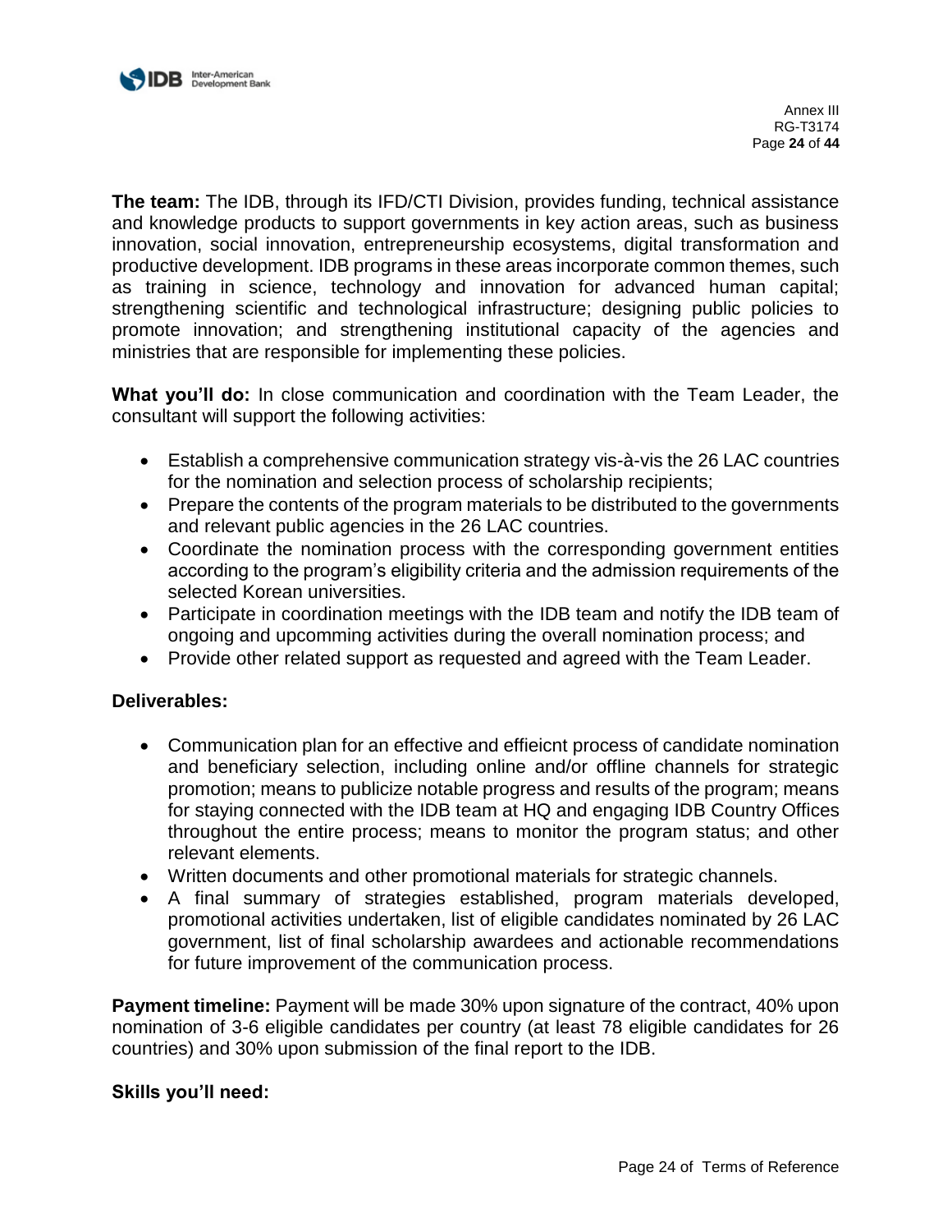**The team:** The IDB, through its IFD/CTI Division, provides funding, technical assistance and knowledge products to support governments in key action areas, such as business innovation, social innovation, entrepreneurship ecosystems, digital transformation and productive development. IDB programs in these areas incorporate common themes, such as training in science, technology and innovation for advanced human capital; strengthening scientific and technological infrastructure; designing public policies to promote innovation; and strengthening institutional capacity of the agencies and ministries that are responsible for implementing these policies.

**What you'll do:** In close communication and coordination with the Team Leader, the consultant will support the following activities:

- Establish a comprehensive communication strategy vis-à-vis the 26 LAC countries for the nomination and selection process of scholarship recipients;
- Prepare the contents of the program materials to be distributed to the governments and relevant public agencies in the 26 LAC countries.
- Coordinate the nomination process with the corresponding government entities according to the program's eligibility criteria and the admission requirements of the selected Korean universities.
- Participate in coordination meetings with the IDB team and notify the IDB team of ongoing and upcomming activities during the overall nomination process; and
- Provide other related support as requested and agreed with the Team Leader.

**Deliverables:**

- Communication plan for an effective and effieicnt process of candidate nomination and beneficiary selection, including online and/or offline channels for strategic promotion; means to publicize notable progress and results of the program; means for staying connected with the IDB team at HQ and engaging IDB Country Offices throughout the entire process; means to monitor the program status; and other relevant elements.
- Written documents and other promotional materials for strategic channels.
- A final summary of strategies established, program materials developed, promotional activities undertaken, list of eligible candidates nominated by 26 LAC government, list of final scholarship awardees and actionable recommendations for future improvement of the communication process.

**Payment timeline:** Payment will be made 30% upon signature of the contract, 40% upon nomination of 3-6 eligible candidates per country (at least 78 eligible candidates for 26 countries) and 30% upon submission of the final report to the IDB.

**Skills you'll need:**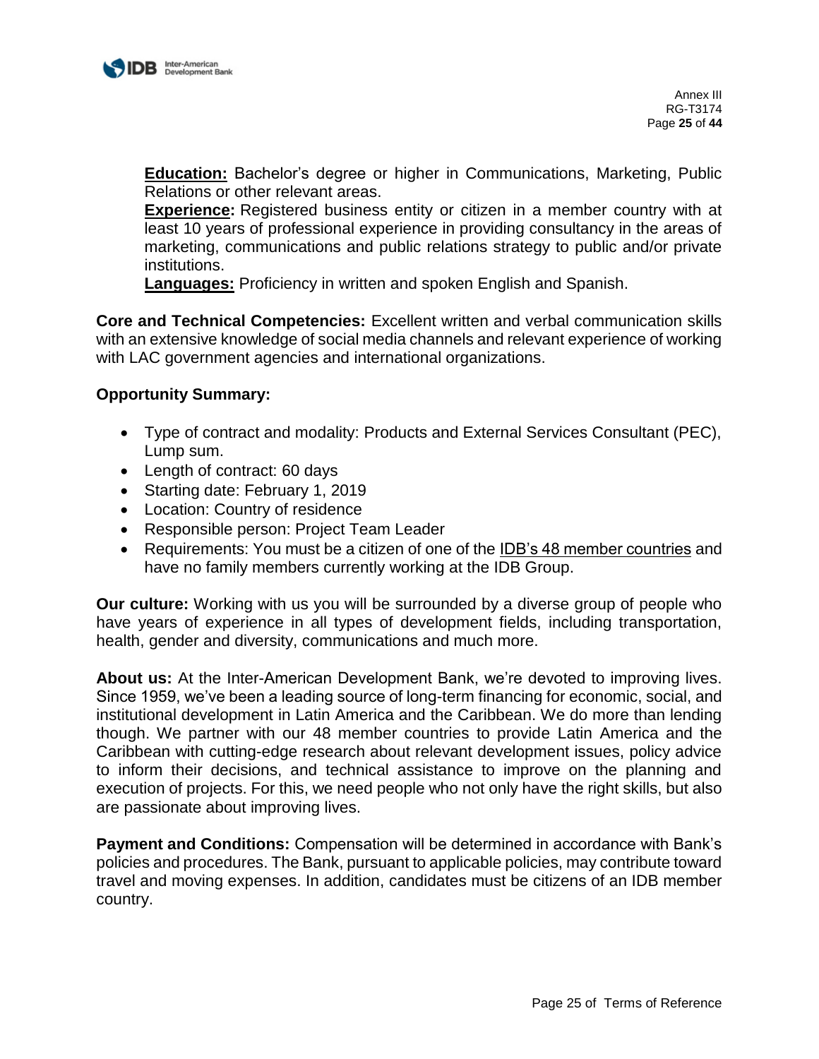**Education:** Bachelor's degree or higher in Communications, Marketing, Public Relations or other relevant areas.
**Experience:** Registered business entity or citizen in a member country with at least 10 years of professional experience in providing consultancy in the areas of marketing, communications and public relations strategy to public and/or private institutions.
**Languages:** Proficiency in written and spoken English and Spanish.

**Core and Technical Competencies:** Excellent written and verbal communication skills with an extensive knowledge of social media channels and relevant experience of working with LAC government agencies and international organizations.

**Opportunity Summary:**

- Type of contract and modality: Products and External Services Consultant (PEC), Lump sum.
- Length of contract: 60 days
- Starting date: February 1, 2019
- Location: Country of residence
- Responsible person: Project Team Leader
- Requirements: You must be a citizen of one of the IDB's 48 member countries and have no family members currently working at the IDB Group.

**Our culture:** Working with us you will be surrounded by a diverse group of people who have years of experience in all types of development fields, including transportation, health, gender and diversity, communications and much more.

**About us:** At the Inter-American Development Bank, we're devoted to improving lives. Since 1959, we've been a leading source of long-term financing for economic, social, and institutional development in Latin America and the Caribbean. We do more than lending though. We partner with our 48 member countries to provide Latin America and the Caribbean with cutting-edge research about relevant development issues, policy advice to inform their decisions, and technical assistance to improve on the planning and execution of projects. For this, we need people who not only have the right skills, but also are passionate about improving lives.

**Payment and Conditions:** Compensation will be determined in accordance with Bank's policies and procedures. The Bank, pursuant to applicable policies, may contribute toward travel and moving expenses. In addition, candidates must be citizens of an IDB member country.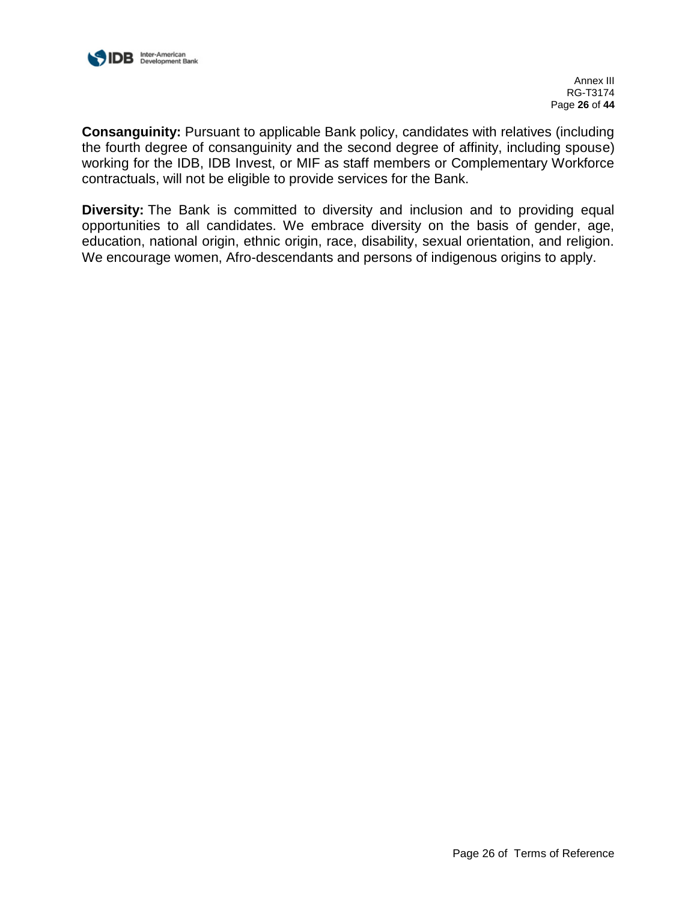**Consanguinity:** Pursuant to applicable Bank policy, candidates with relatives (including the fourth degree of consanguinity and the second degree of affinity, including spouse) working for the IDB, IDB Invest, or MIF as staff members or Complementary Workforce contractuals, will not be eligible to provide services for the Bank.

**Diversity:** The Bank is committed to diversity and inclusion and to providing equal opportunities to all candidates. We embrace diversity on the basis of gender, age, education, national origin, ethnic origin, race, disability, sexual orientation, and religion. We encourage women, Afro-descendants and persons of indigenous origins to apply.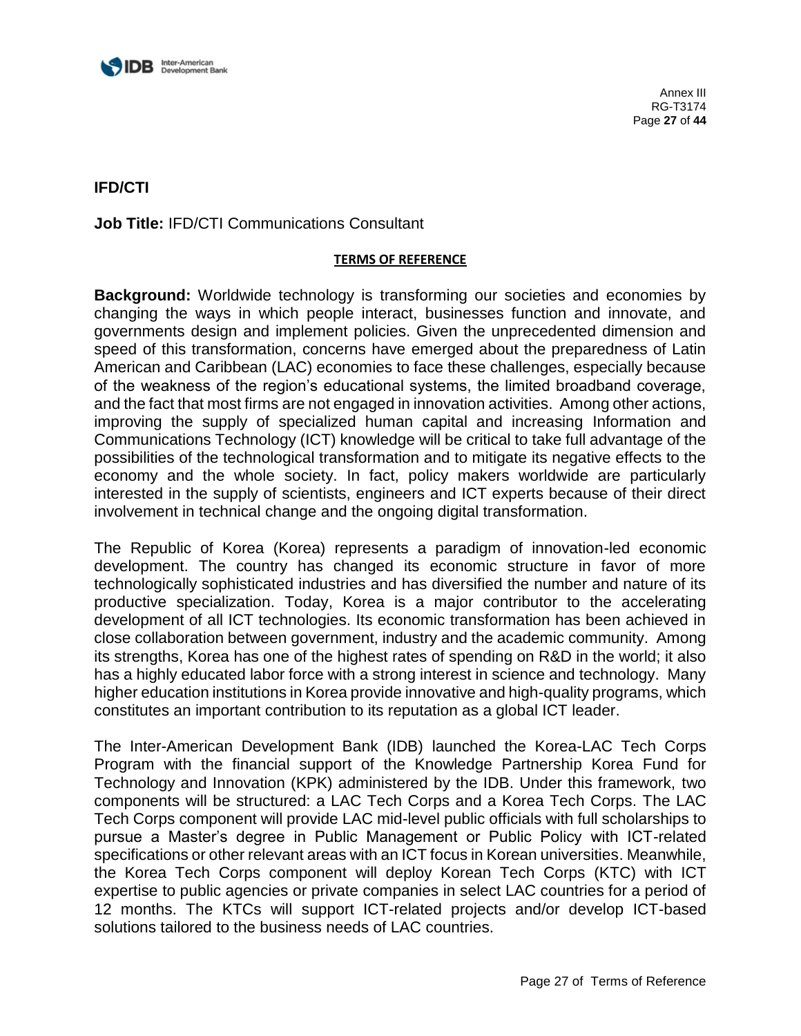## IFD/CTI

**Job Title:** IFD/CTI Communications Consultant

**TERMS OF REFERENCE**

**Background:** Worldwide technology is transforming our societies and economies by changing the ways in which people interact, businesses function and innovate, and governments design and implement policies. Given the unprecedented dimension and speed of this transformation, concerns have emerged about the preparedness of Latin American and Caribbean (LAC) economies to face these challenges, especially because of the weakness of the region's educational systems, the limited broadband coverage, and the fact that most firms are not engaged in innovation activities. Among other actions, improving the supply of specialized human capital and increasing Information and Communications Technology (ICT) knowledge will be critical to take full advantage of the possibilities of the technological transformation and to mitigate its negative effects to the economy and the whole society. In fact, policy makers worldwide are particularly interested in the supply of scientists, engineers and ICT experts because of their direct involvement in technical change and the ongoing digital transformation.

The Republic of Korea (Korea) represents a paradigm of innovation-led economic development. The country has changed its economic structure in favor of more technologically sophisticated industries and has diversified the number and nature of its productive specialization. Today, Korea is a major contributor to the accelerating development of all ICT technologies. Its economic transformation has been achieved in close collaboration between government, industry and the academic community. Among its strengths, Korea has one of the highest rates of spending on R&D in the world; it also has a highly educated labor force with a strong interest in science and technology. Many higher education institutions in Korea provide innovative and high-quality programs, which constitutes an important contribution to its reputation as a global ICT leader.

The Inter-American Development Bank (IDB) launched the Korea-LAC Tech Corps Program with the financial support of the Knowledge Partnership Korea Fund for Technology and Innovation (KPK) administered by the IDB. Under this framework, two components will be structured: a LAC Tech Corps and a Korea Tech Corps. The LAC Tech Corps component will provide LAC mid-level public officials with full scholarships to pursue a Master's degree in Public Management or Public Policy with ICT-related specifications or other relevant areas with an ICT focus in Korean universities. Meanwhile, the Korea Tech Corps component will deploy Korean Tech Corps (KTC) with ICT expertise to public agencies or private companies in select LAC countries for a period of 12 months. The KTCs will support ICT-related projects and/or develop ICT-based solutions tailored to the business needs of LAC countries.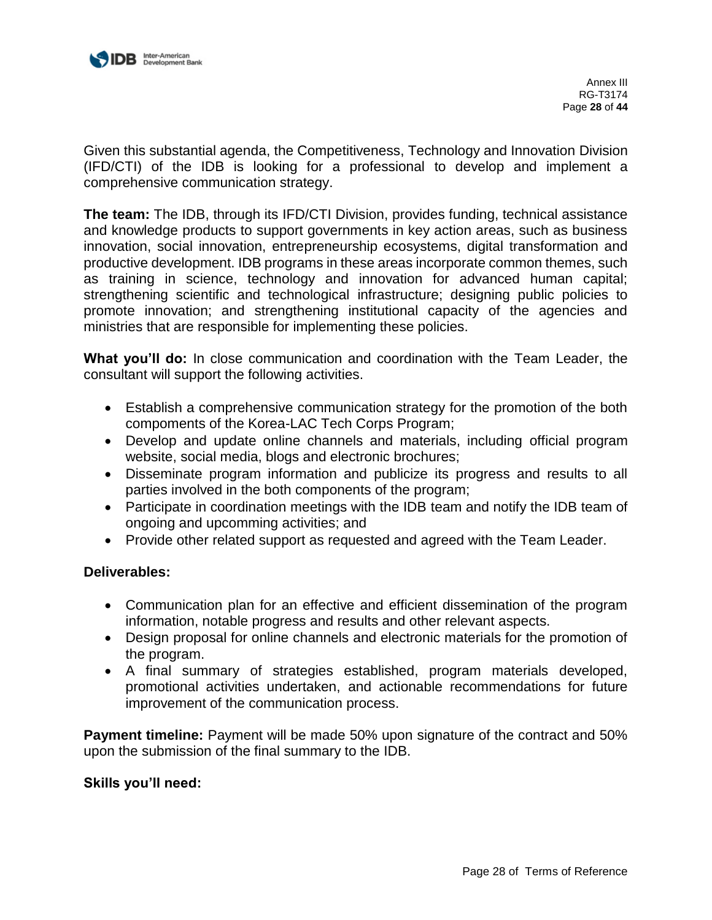Given this substantial agenda, the Competitiveness, Technology and Innovation Division (IFD/CTI) of the IDB is looking for a professional to develop and implement a comprehensive communication strategy.

**The team:** The IDB, through its IFD/CTI Division, provides funding, technical assistance and knowledge products to support governments in key action areas, such as business innovation, social innovation, entrepreneurship ecosystems, digital transformation and productive development. IDB programs in these areas incorporate common themes, such as training in science, technology and innovation for advanced human capital; strengthening scientific and technological infrastructure; designing public policies to promote innovation; and strengthening institutional capacity of the agencies and ministries that are responsible for implementing these policies.

**What you'll do:** In close communication and coordination with the Team Leader, the consultant will support the following activities.

- Establish a comprehensive communication strategy for the promotion of the both compoments of the Korea-LAC Tech Corps Program;
- Develop and update online channels and materials, including official program website, social media, blogs and electronic brochures;
- Disseminate program information and publicize its progress and results to all parties involved in the both components of the program;
- Participate in coordination meetings with the IDB team and notify the IDB team of ongoing and upcomming activities; and
- Provide other related support as requested and agreed with the Team Leader.

**Deliverables:**

- Communication plan for an effective and efficient dissemination of the program information, notable progress and results and other relevant aspects.
- Design proposal for online channels and electronic materials for the promotion of the program.
- A final summary of strategies established, program materials developed, promotional activities undertaken, and actionable recommendations for future improvement of the communication process.

**Payment timeline:** Payment will be made 50% upon signature of the contract and 50% upon the submission of the final summary to the IDB.

**Skills you'll need:**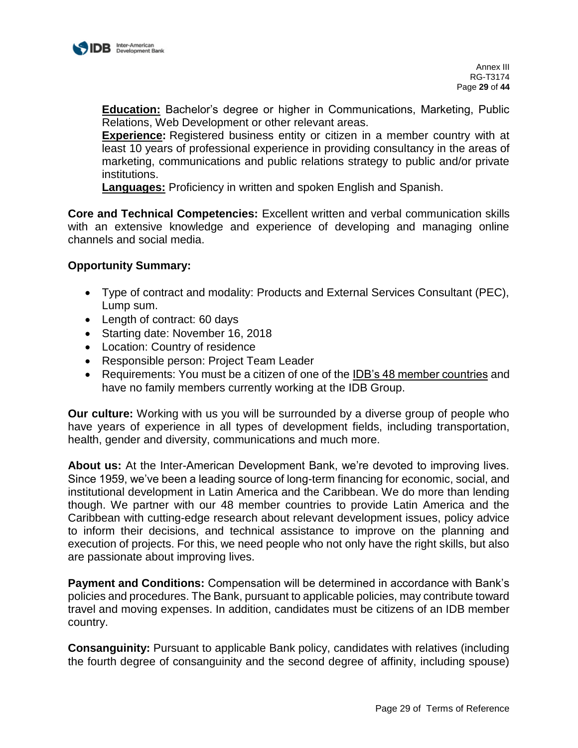**Education:** Bachelor's degree or higher in Communications, Marketing, Public Relations, Web Development or other relevant areas.
**Experience:** Registered business entity or citizen in a member country with at least 10 years of professional experience in providing consultancy in the areas of marketing, communications and public relations strategy to public and/or private institutions.
**Languages:** Proficiency in written and spoken English and Spanish.

**Core and Technical Competencies:** Excellent written and verbal communication skills with an extensive knowledge and experience of developing and managing online channels and social media.

**Opportunity Summary:**

- Type of contract and modality: Products and External Services Consultant (PEC), Lump sum.
- Length of contract: 60 days
- Starting date: November 16, 2018
- Location: Country of residence
- Responsible person: Project Team Leader
- Requirements: You must be a citizen of one of the IDB's 48 member countries and have no family members currently working at the IDB Group.

**Our culture:** Working with us you will be surrounded by a diverse group of people who have years of experience in all types of development fields, including transportation, health, gender and diversity, communications and much more.

**About us:** At the Inter-American Development Bank, we're devoted to improving lives. Since 1959, we've been a leading source of long-term financing for economic, social, and institutional development in Latin America and the Caribbean. We do more than lending though. We partner with our 48 member countries to provide Latin America and the Caribbean with cutting-edge research about relevant development issues, policy advice to inform their decisions, and technical assistance to improve on the planning and execution of projects. For this, we need people who not only have the right skills, but also are passionate about improving lives.

**Payment and Conditions:** Compensation will be determined in accordance with Bank's policies and procedures. The Bank, pursuant to applicable policies, may contribute toward travel and moving expenses. In addition, candidates must be citizens of an IDB member country.

**Consanguinity:** Pursuant to applicable Bank policy, candidates with relatives (including the fourth degree of consanguinity and the second degree of affinity, including spouse)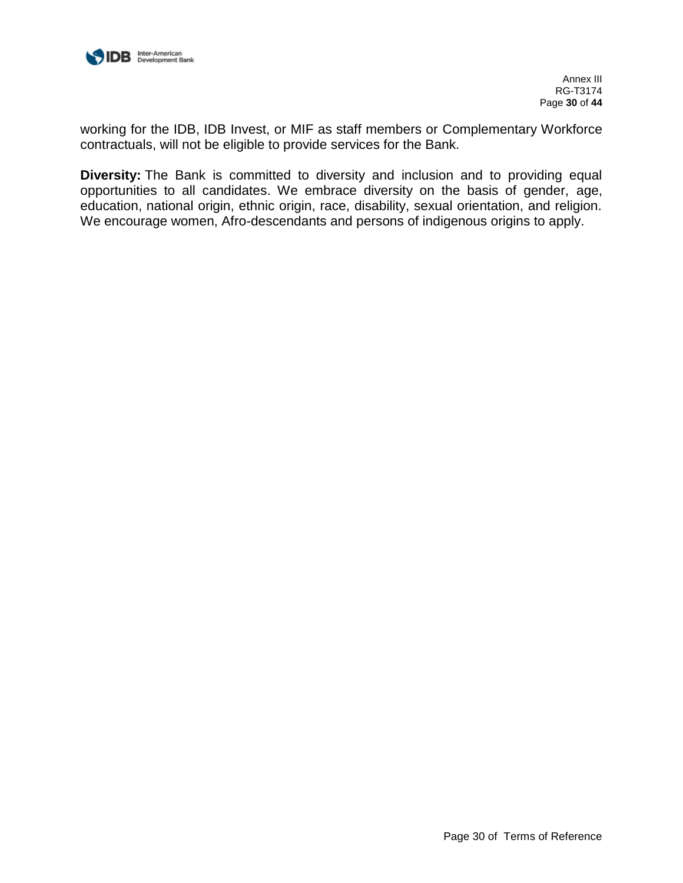working for the IDB, IDB Invest, or MIF as staff members or Complementary Workforce contractuals, will not be eligible to provide services for the Bank.

**Diversity:** The Bank is committed to diversity and inclusion and to providing equal opportunities to all candidates. We embrace diversity on the basis of gender, age, education, national origin, ethnic origin, race, disability, sexual orientation, and religion. We encourage women, Afro-descendants and persons of indigenous origins to apply.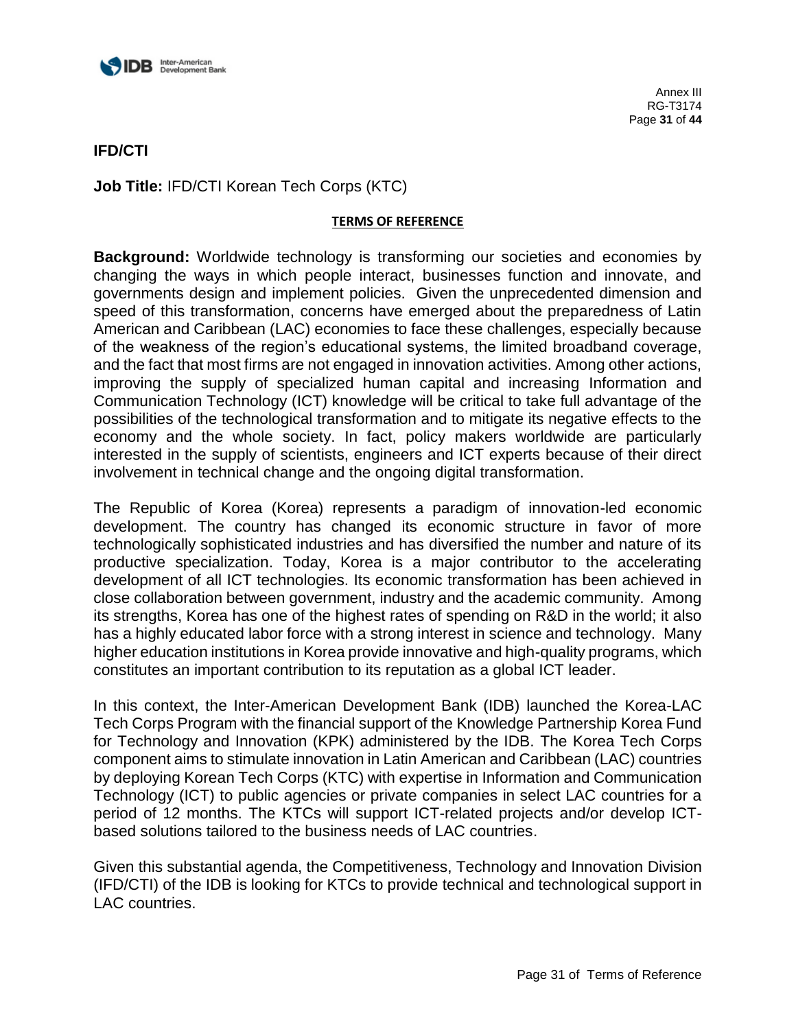# IFD/CTI

**Job Title:** IFD/CTI Korean Tech Corps (KTC)

**TERMS OF REFERENCE**

**Background:** Worldwide technology is transforming our societies and economies by changing the ways in which people interact, businesses function and innovate, and governments design and implement policies. Given the unprecedented dimension and speed of this transformation, concerns have emerged about the preparedness of Latin American and Caribbean (LAC) economies to face these challenges, especially because of the weakness of the region's educational systems, the limited broadband coverage, and the fact that most firms are not engaged in innovation activities. Among other actions, improving the supply of specialized human capital and increasing Information and Communication Technology (ICT) knowledge will be critical to take full advantage of the possibilities of the technological transformation and to mitigate its negative effects to the economy and the whole society. In fact, policy makers worldwide are particularly interested in the supply of scientists, engineers and ICT experts because of their direct involvement in technical change and the ongoing digital transformation.

The Republic of Korea (Korea) represents a paradigm of innovation-led economic development. The country has changed its economic structure in favor of more technologically sophisticated industries and has diversified the number and nature of its productive specialization. Today, Korea is a major contributor to the accelerating development of all ICT technologies. Its economic transformation has been achieved in close collaboration between government, industry and the academic community. Among its strengths, Korea has one of the highest rates of spending on R&D in the world; it also has a highly educated labor force with a strong interest in science and technology. Many higher education institutions in Korea provide innovative and high-quality programs, which constitutes an important contribution to its reputation as a global ICT leader.

In this context, the Inter-American Development Bank (IDB) launched the Korea-LAC Tech Corps Program with the financial support of the Knowledge Partnership Korea Fund for Technology and Innovation (KPK) administered by the IDB. The Korea Tech Corps component aims to stimulate innovation in Latin American and Caribbean (LAC) countries by deploying Korean Tech Corps (KTC) with expertise in Information and Communication Technology (ICT) to public agencies or private companies in select LAC countries for a period of 12 months. The KTCs will support ICT-related projects and/or develop ICT-based solutions tailored to the business needs of LAC countries.

Given this substantial agenda, the Competitiveness, Technology and Innovation Division (IFD/CTI) of the IDB is looking for KTCs to provide technical and technological support in LAC countries.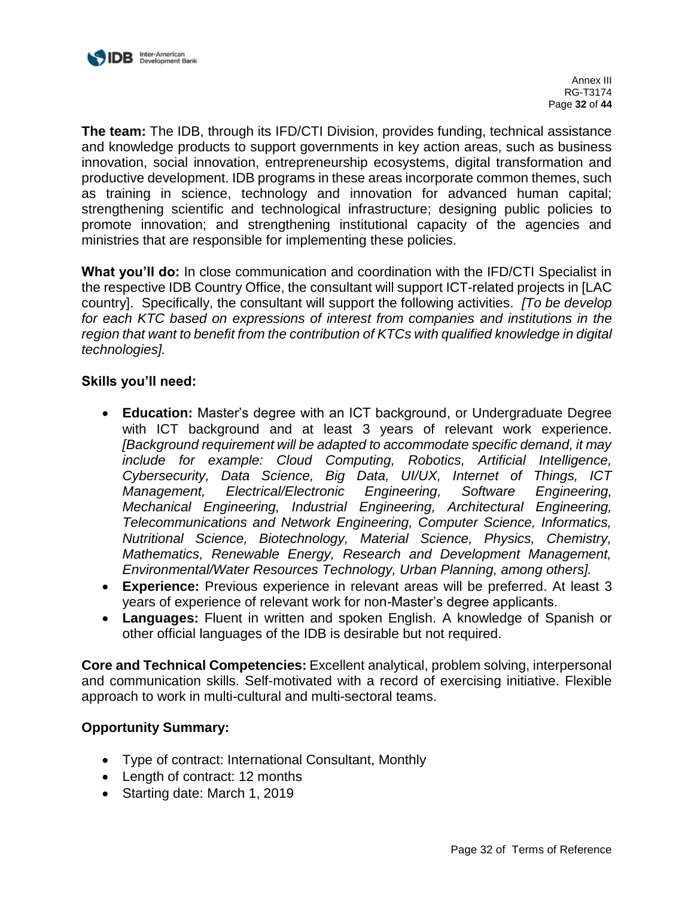**The team:** The IDB, through its IFD/CTI Division, provides funding, technical assistance and knowledge products to support governments in key action areas, such as business innovation, social innovation, entrepreneurship ecosystems, digital transformation and productive development. IDB programs in these areas incorporate common themes, such as training in science, technology and innovation for advanced human capital; strengthening scientific and technological infrastructure; designing public policies to promote innovation; and strengthening institutional capacity of the agencies and ministries that are responsible for implementing these policies.

**What you'll do:** In close communication and coordination with the IFD/CTI Specialist in the respective IDB Country Office, the consultant will support ICT-related projects in [LAC country]. Specifically, the consultant will support the following activities. *[To be develop for each KTC based on expressions of interest from companies and institutions in the region that want to benefit from the contribution of KTCs with qualified knowledge in digital technologies].*

**Skills you'll need:**

- **Education:** Master's degree with an ICT background, or Undergraduate Degree with ICT background and at least 3 years of relevant work experience. *[Background requirement will be adapted to accommodate specific demand, it may include for example: Cloud Computing, Robotics, Artificial Intelligence, Cybersecurity, Data Science, Big Data, UI/UX, Internet of Things, ICT Management, Electrical/Electronic Engineering, Software Engineering, Mechanical Engineering, Industrial Engineering, Architectural Engineering, Telecommunications and Network Engineering, Computer Science, Informatics, Nutritional Science, Biotechnology, Material Science, Physics, Chemistry, Mathematics, Renewable Energy, Research and Development Management, Environmental/Water Resources Technology, Urban Planning, among others].*
- **Experience:** Previous experience in relevant areas will be preferred. At least 3 years of experience of relevant work for non-Master's degree applicants.
- **Languages:** Fluent in written and spoken English. A knowledge of Spanish or other official languages of the IDB is desirable but not required.

**Core and Technical Competencies:** Excellent analytical, problem solving, interpersonal and communication skills. Self-motivated with a record of exercising initiative. Flexible approach to work in multi-cultural and multi-sectoral teams.

**Opportunity Summary:**

- Type of contract: International Consultant, Monthly
- Length of contract: 12 months
- Starting date: March 1, 2019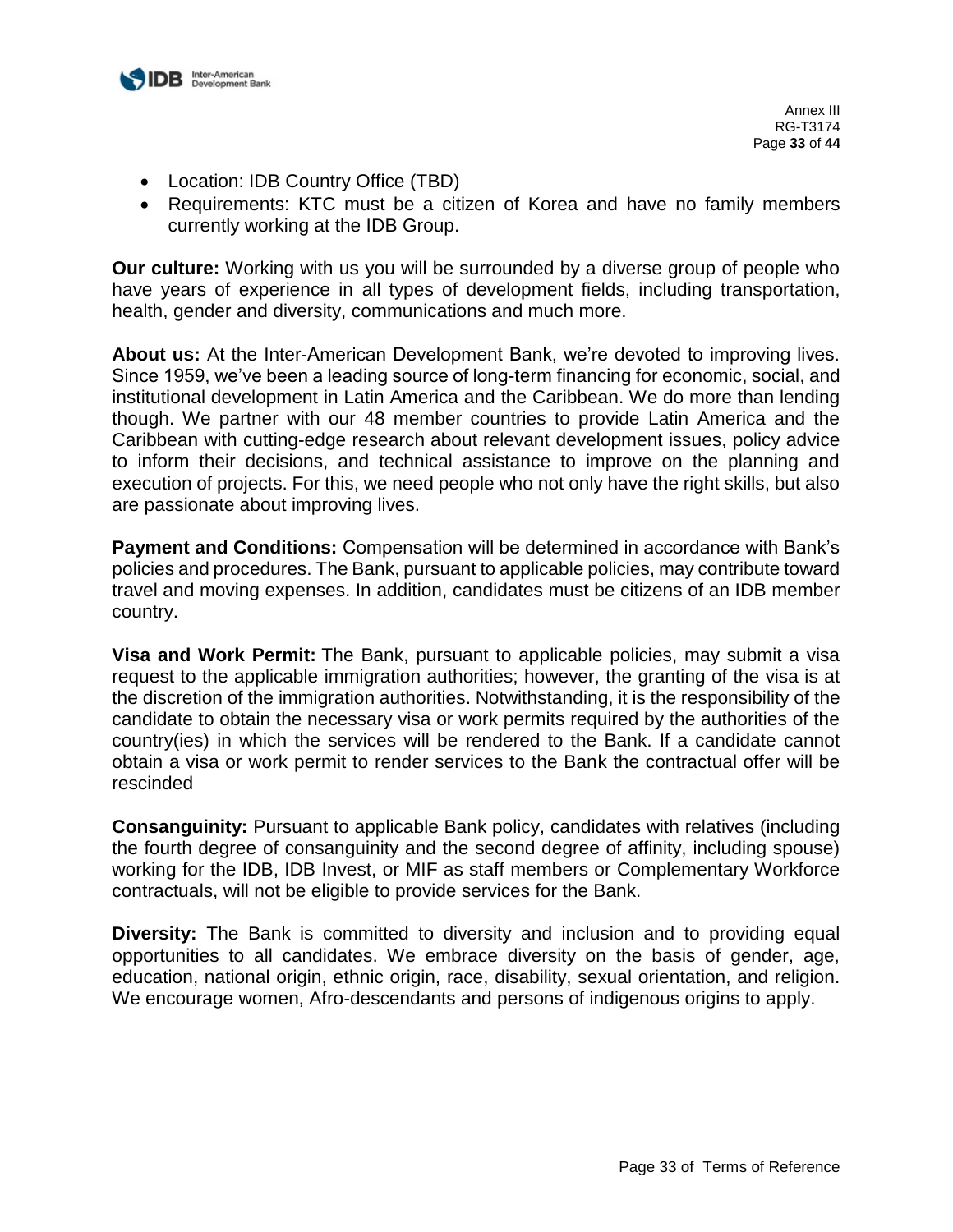- Location: IDB Country Office (TBD)
- Requirements: KTC must be a citizen of Korea and have no family members currently working at the IDB Group.

**Our culture:** Working with us you will be surrounded by a diverse group of people who have years of experience in all types of development fields, including transportation, health, gender and diversity, communications and much more.

**About us:** At the Inter-American Development Bank, we're devoted to improving lives. Since 1959, we've been a leading source of long-term financing for economic, social, and institutional development in Latin America and the Caribbean. We do more than lending though. We partner with our 48 member countries to provide Latin America and the Caribbean with cutting-edge research about relevant development issues, policy advice to inform their decisions, and technical assistance to improve on the planning and execution of projects. For this, we need people who not only have the right skills, but also are passionate about improving lives.

**Payment and Conditions:** Compensation will be determined in accordance with Bank's policies and procedures. The Bank, pursuant to applicable policies, may contribute toward travel and moving expenses. In addition, candidates must be citizens of an IDB member country.

**Visa and Work Permit:** The Bank, pursuant to applicable policies, may submit a visa request to the applicable immigration authorities; however, the granting of the visa is at the discretion of the immigration authorities. Notwithstanding, it is the responsibility of the candidate to obtain the necessary visa or work permits required by the authorities of the country(ies) in which the services will be rendered to the Bank. If a candidate cannot obtain a visa or work permit to render services to the Bank the contractual offer will be rescinded

**Consanguinity:** Pursuant to applicable Bank policy, candidates with relatives (including the fourth degree of consanguinity and the second degree of affinity, including spouse) working for the IDB, IDB Invest, or MIF as staff members or Complementary Workforce contractuals, will not be eligible to provide services for the Bank.

**Diversity:** The Bank is committed to diversity and inclusion and to providing equal opportunities to all candidates. We embrace diversity on the basis of gender, age, education, national origin, ethnic origin, race, disability, sexual orientation, and religion. We encourage women, Afro-descendants and persons of indigenous origins to apply.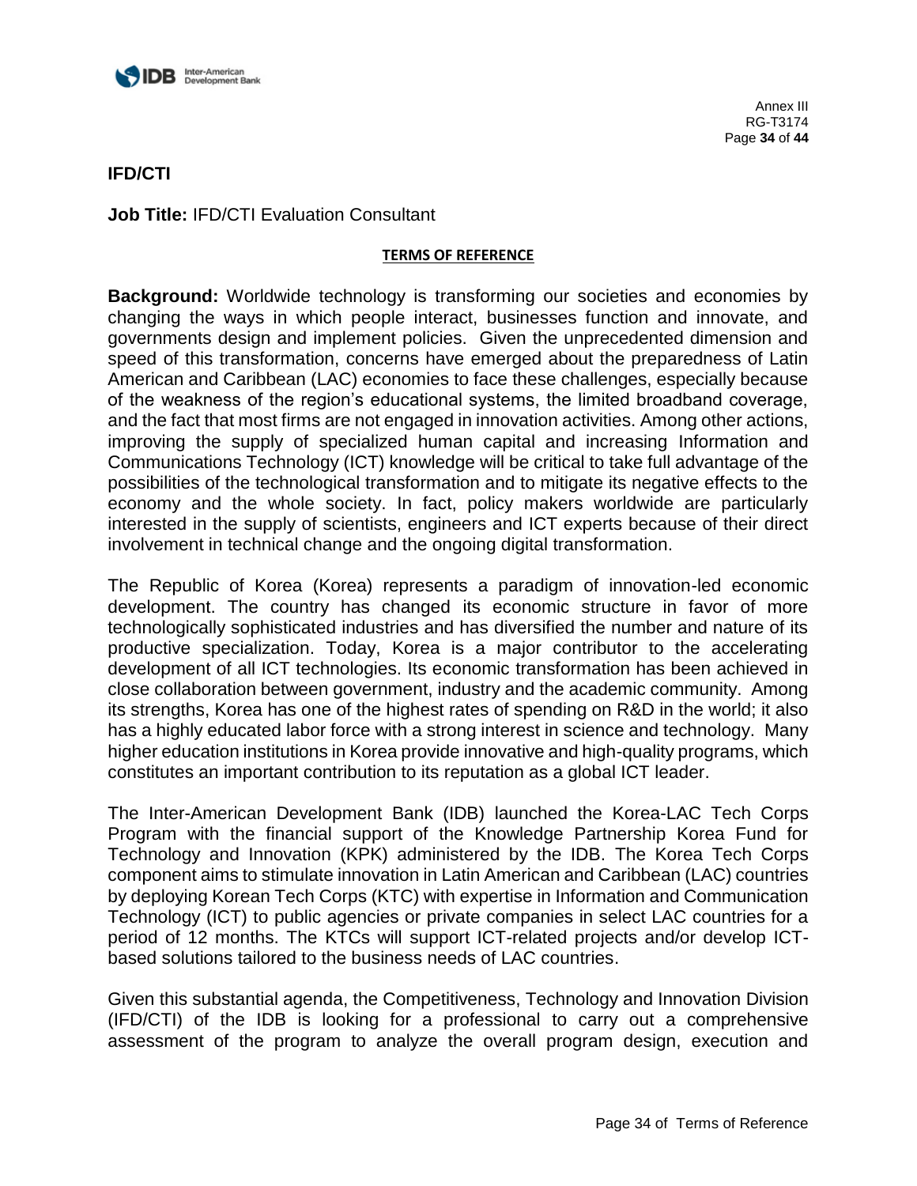**IFD/CTI**

**Job Title:** IFD/CTI Evaluation Consultant

**TERMS OF REFERENCE**

**Background:** Worldwide technology is transforming our societies and economies by changing the ways in which people interact, businesses function and innovate, and governments design and implement policies. Given the unprecedented dimension and speed of this transformation, concerns have emerged about the preparedness of Latin American and Caribbean (LAC) economies to face these challenges, especially because of the weakness of the region's educational systems, the limited broadband coverage, and the fact that most firms are not engaged in innovation activities. Among other actions, improving the supply of specialized human capital and increasing Information and Communications Technology (ICT) knowledge will be critical to take full advantage of the possibilities of the technological transformation and to mitigate its negative effects to the economy and the whole society. In fact, policy makers worldwide are particularly interested in the supply of scientists, engineers and ICT experts because of their direct involvement in technical change and the ongoing digital transformation.

The Republic of Korea (Korea) represents a paradigm of innovation-led economic development. The country has changed its economic structure in favor of more technologically sophisticated industries and has diversified the number and nature of its productive specialization. Today, Korea is a major contributor to the accelerating development of all ICT technologies. Its economic transformation has been achieved in close collaboration between government, industry and the academic community. Among its strengths, Korea has one of the highest rates of spending on R&D in the world; it also has a highly educated labor force with a strong interest in science and technology. Many higher education institutions in Korea provide innovative and high-quality programs, which constitutes an important contribution to its reputation as a global ICT leader.

The Inter-American Development Bank (IDB) launched the Korea-LAC Tech Corps Program with the financial support of the Knowledge Partnership Korea Fund for Technology and Innovation (KPK) administered by the IDB. The Korea Tech Corps component aims to stimulate innovation in Latin American and Caribbean (LAC) countries by deploying Korean Tech Corps (KTC) with expertise in Information and Communication Technology (ICT) to public agencies or private companies in select LAC countries for a period of 12 months. The KTCs will support ICT-related projects and/or develop ICT-based solutions tailored to the business needs of LAC countries.

Given this substantial agenda, the Competitiveness, Technology and Innovation Division (IFD/CTI) of the IDB is looking for a professional to carry out a comprehensive assessment of the program to analyze the overall program design, execution and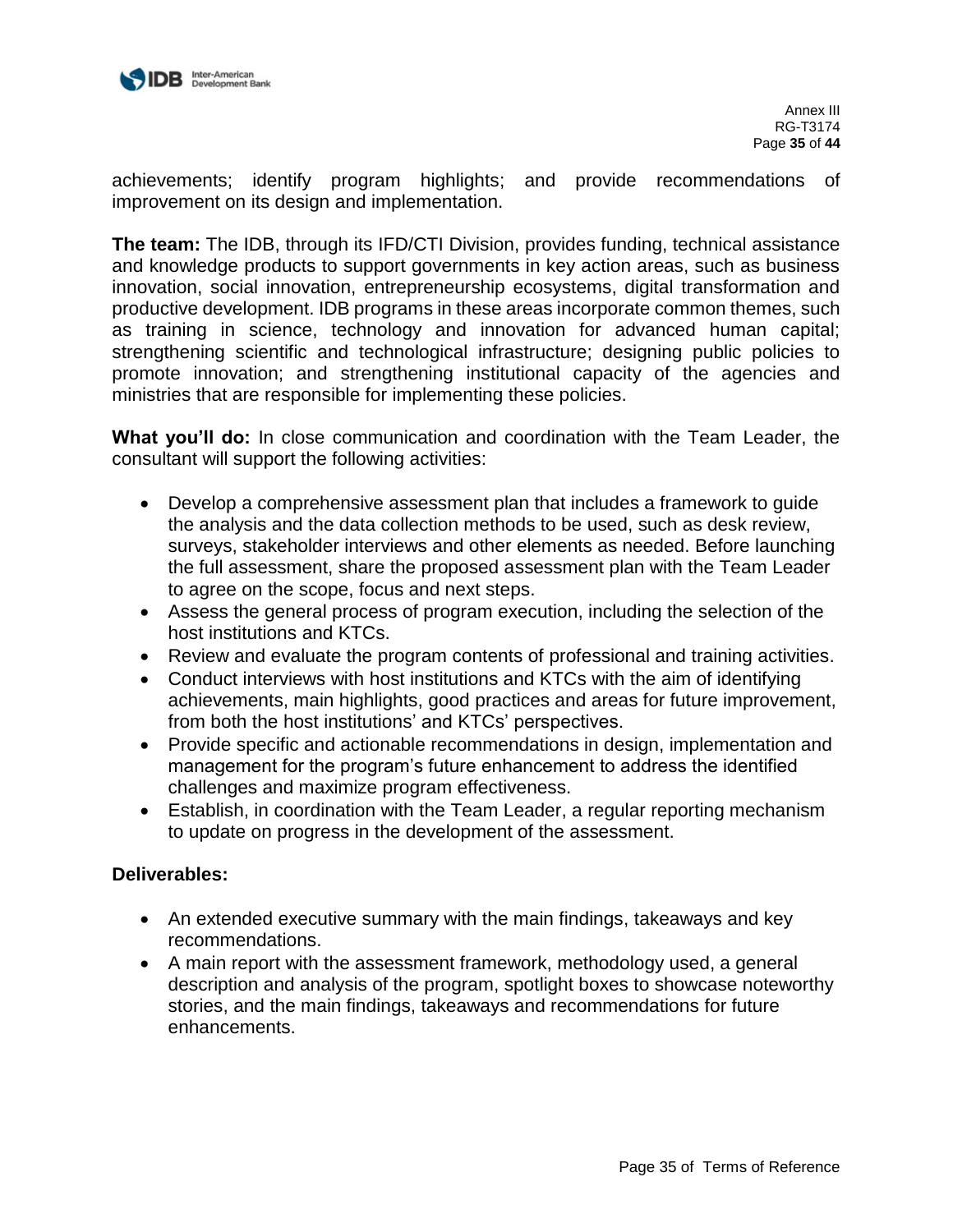achievements; identify program highlights; and provide recommendations of improvement on its design and implementation.

**The team:** The IDB, through its IFD/CTI Division, provides funding, technical assistance and knowledge products to support governments in key action areas, such as business innovation, social innovation, entrepreneurship ecosystems, digital transformation and productive development. IDB programs in these areas incorporate common themes, such as training in science, technology and innovation for advanced human capital; strengthening scientific and technological infrastructure; designing public policies to promote innovation; and strengthening institutional capacity of the agencies and ministries that are responsible for implementing these policies.

**What you'll do:** In close communication and coordination with the Team Leader, the consultant will support the following activities:

- Develop a comprehensive assessment plan that includes a framework to guide the analysis and the data collection methods to be used, such as desk review, surveys, stakeholder interviews and other elements as needed. Before launching the full assessment, share the proposed assessment plan with the Team Leader to agree on the scope, focus and next steps.
- Assess the general process of program execution, including the selection of the host institutions and KTCs.
- Review and evaluate the program contents of professional and training activities.
- Conduct interviews with host institutions and KTCs with the aim of identifying achievements, main highlights, good practices and areas for future improvement, from both the host institutions' and KTCs' perspectives.
- Provide specific and actionable recommendations in design, implementation and management for the program's future enhancement to address the identified challenges and maximize program effectiveness.
- Establish, in coordination with the Team Leader, a regular reporting mechanism to update on progress in the development of the assessment.

**Deliverables:**

- An extended executive summary with the main findings, takeaways and key recommendations.
- A main report with the assessment framework, methodology used, a general description and analysis of the program, spotlight boxes to showcase noteworthy stories, and the main findings, takeaways and recommendations for future enhancements.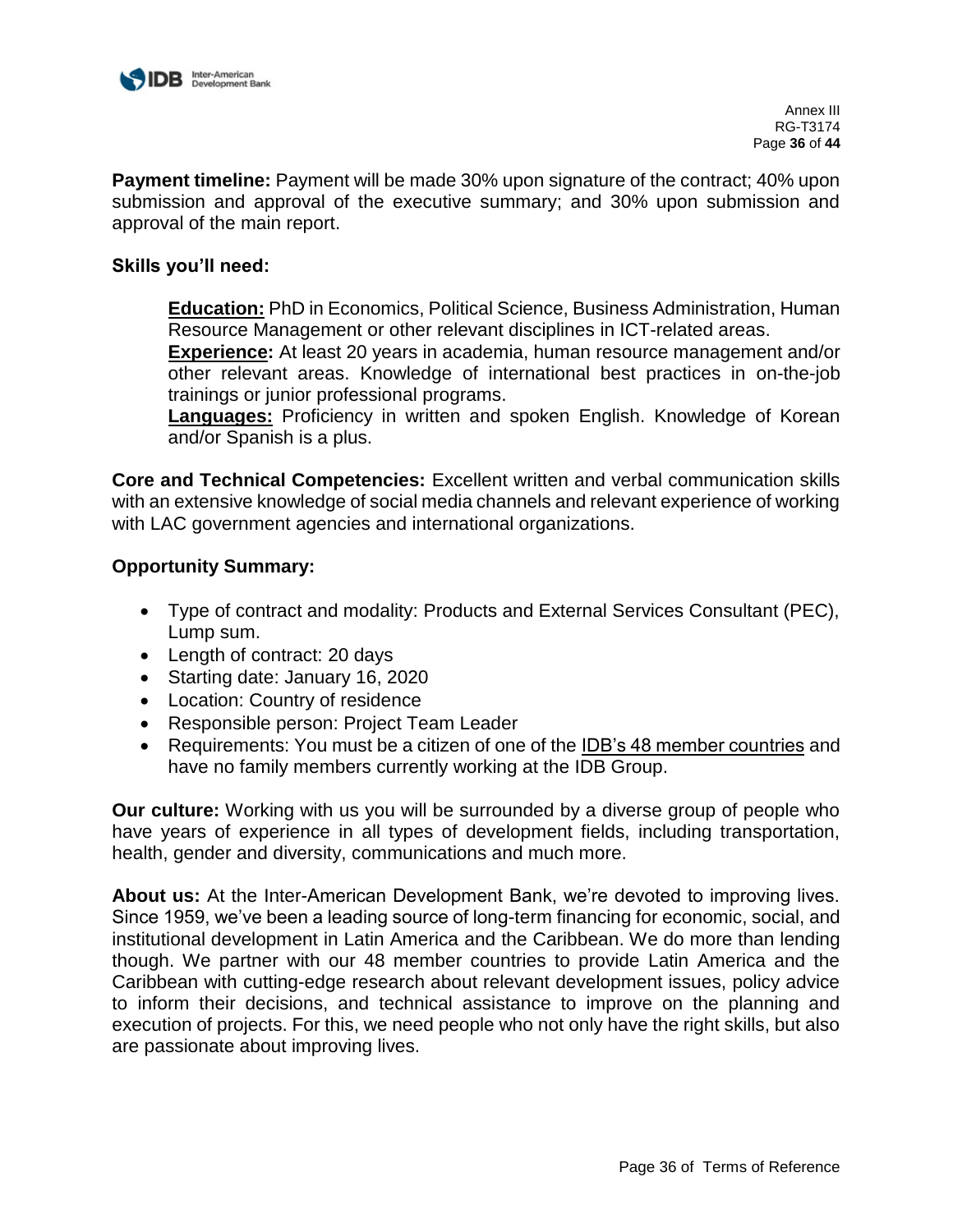**Payment timeline:** Payment will be made 30% upon signature of the contract; 40% upon submission and approval of the executive summary; and 30% upon submission and approval of the main report.

**Skills you'll need:**

**Education:** PhD in Economics, Political Science, Business Administration, Human Resource Management or other relevant disciplines in ICT-related areas.
**Experience:** At least 20 years in academia, human resource management and/or other relevant areas. Knowledge of international best practices in on-the-job trainings or junior professional programs.
**Languages:** Proficiency in written and spoken English. Knowledge of Korean and/or Spanish is a plus.

**Core and Technical Competencies:** Excellent written and verbal communication skills with an extensive knowledge of social media channels and relevant experience of working with LAC government agencies and international organizations.

**Opportunity Summary:**

- Type of contract and modality: Products and External Services Consultant (PEC), Lump sum.
- Length of contract: 20 days
- Starting date: January 16, 2020
- Location: Country of residence
- Responsible person: Project Team Leader
- Requirements: You must be a citizen of one of the IDB's 48 member countries and have no family members currently working at the IDB Group.

**Our culture:** Working with us you will be surrounded by a diverse group of people who have years of experience in all types of development fields, including transportation, health, gender and diversity, communications and much more.

**About us:** At the Inter-American Development Bank, we're devoted to improving lives. Since 1959, we've been a leading source of long-term financing for economic, social, and institutional development in Latin America and the Caribbean. We do more than lending though. We partner with our 48 member countries to provide Latin America and the Caribbean with cutting-edge research about relevant development issues, policy advice to inform their decisions, and technical assistance to improve on the planning and execution of projects. For this, we need people who not only have the right skills, but also are passionate about improving lives.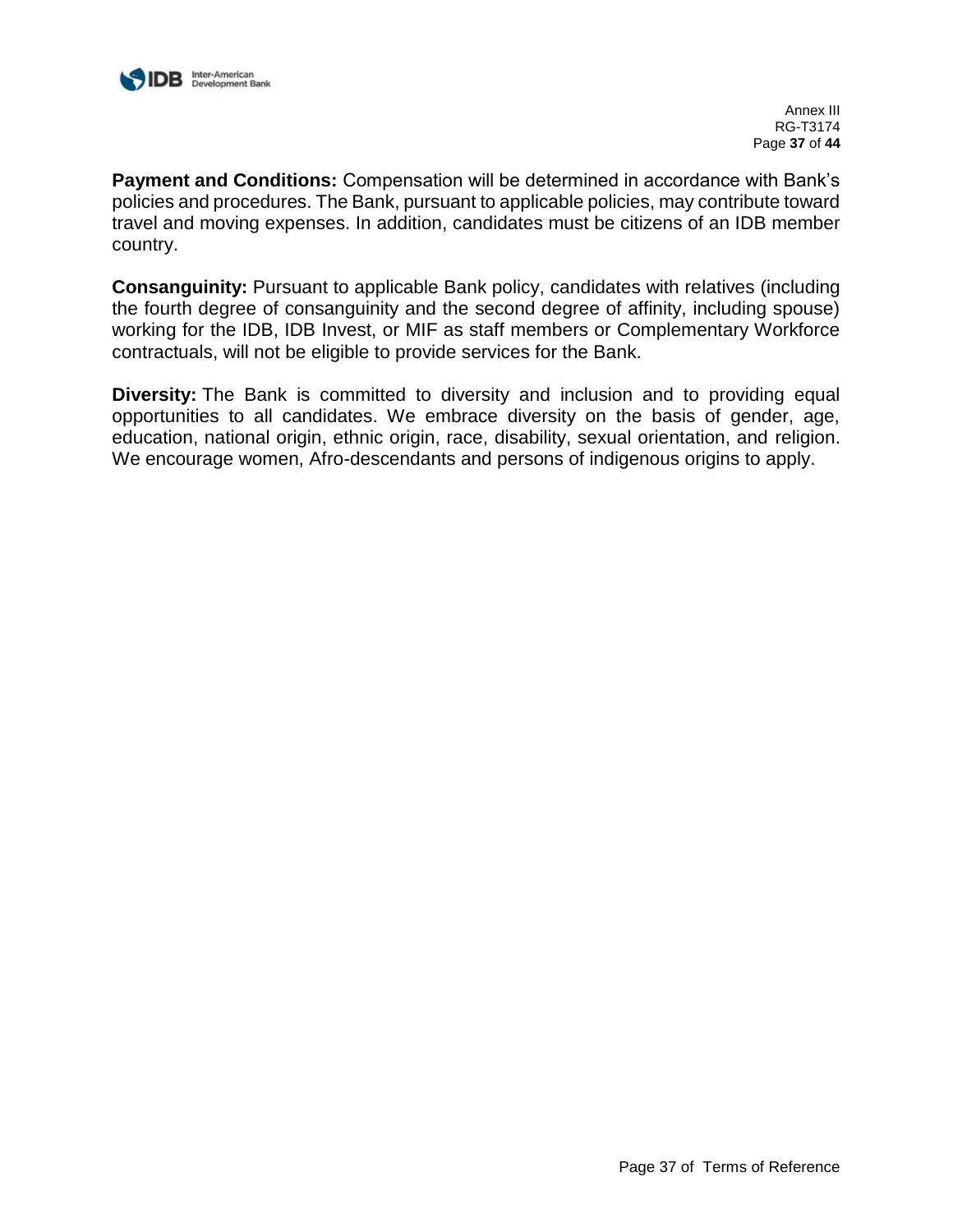**Payment and Conditions:** Compensation will be determined in accordance with Bank's policies and procedures. The Bank, pursuant to applicable policies, may contribute toward travel and moving expenses. In addition, candidates must be citizens of an IDB member country.

**Consanguinity:** Pursuant to applicable Bank policy, candidates with relatives (including the fourth degree of consanguinity and the second degree of affinity, including spouse) working for the IDB, IDB Invest, or MIF as staff members or Complementary Workforce contractuals, will not be eligible to provide services for the Bank.

**Diversity:** The Bank is committed to diversity and inclusion and to providing equal opportunities to all candidates. We embrace diversity on the basis of gender, age, education, national origin, ethnic origin, race, disability, sexual orientation, and religion. We encourage women, Afro-descendants and persons of indigenous origins to apply.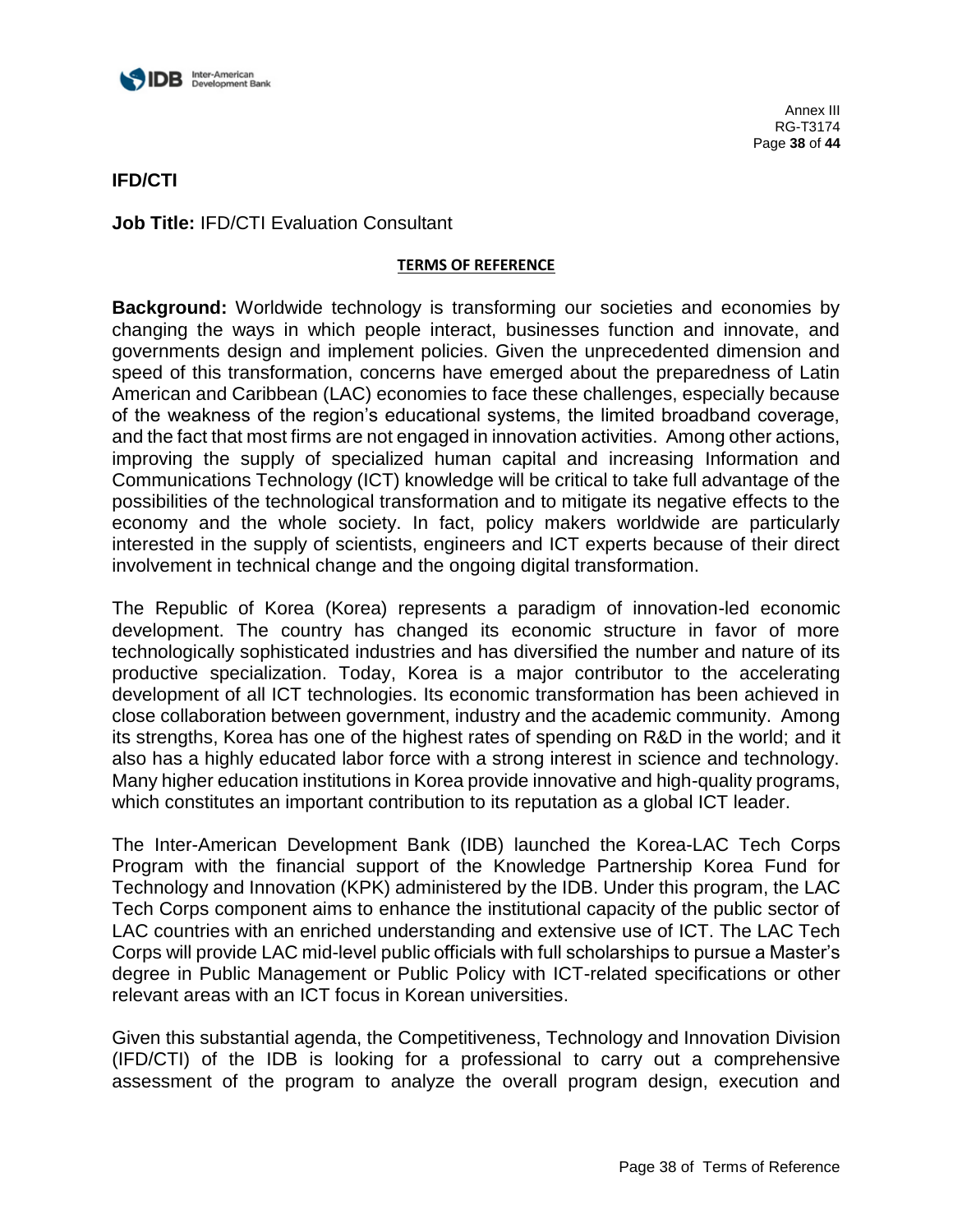Annex III
RG-T3174

**IFD/CTI**

**Job Title:** IFD/CTI Evaluation Consultant

**TERMS OF REFERENCE**

**Background:** Worldwide technology is transforming our societies and economies by changing the ways in which people interact, businesses function and innovate, and governments design and implement policies. Given the unprecedented dimension and speed of this transformation, concerns have emerged about the preparedness of Latin American and Caribbean (LAC) economies to face these challenges, especially because of the weakness of the region's educational systems, the limited broadband coverage, and the fact that most firms are not engaged in innovation activities. Among other actions, improving the supply of specialized human capital and increasing Information and Communications Technology (ICT) knowledge will be critical to take full advantage of the possibilities of the technological transformation and to mitigate its negative effects to the economy and the whole society. In fact, policy makers worldwide are particularly interested in the supply of scientists, engineers and ICT experts because of their direct involvement in technical change and the ongoing digital transformation.

The Republic of Korea (Korea) represents a paradigm of innovation-led economic development. The country has changed its economic structure in favor of more technologically sophisticated industries and has diversified the number and nature of its productive specialization. Today, Korea is a major contributor to the accelerating development of all ICT technologies. Its economic transformation has been achieved in close collaboration between government, industry and the academic community. Among its strengths, Korea has one of the highest rates of spending on R&D in the world; and it also has a highly educated labor force with a strong interest in science and technology. Many higher education institutions in Korea provide innovative and high-quality programs, which constitutes an important contribution to its reputation as a global ICT leader.

The Inter-American Development Bank (IDB) launched the Korea-LAC Tech Corps Program with the financial support of the Knowledge Partnership Korea Fund for Technology and Innovation (KPK) administered by the IDB. Under this program, the LAC Tech Corps component aims to enhance the institutional capacity of the public sector of LAC countries with an enriched understanding and extensive use of ICT. The LAC Tech Corps will provide LAC mid-level public officials with full scholarships to pursue a Master's degree in Public Management or Public Policy with ICT-related specifications or other relevant areas with an ICT focus in Korean universities.

Given this substantial agenda, the Competitiveness, Technology and Innovation Division (IFD/CTI) of the IDB is looking for a professional to carry out a comprehensive assessment of the program to analyze the overall program design, execution and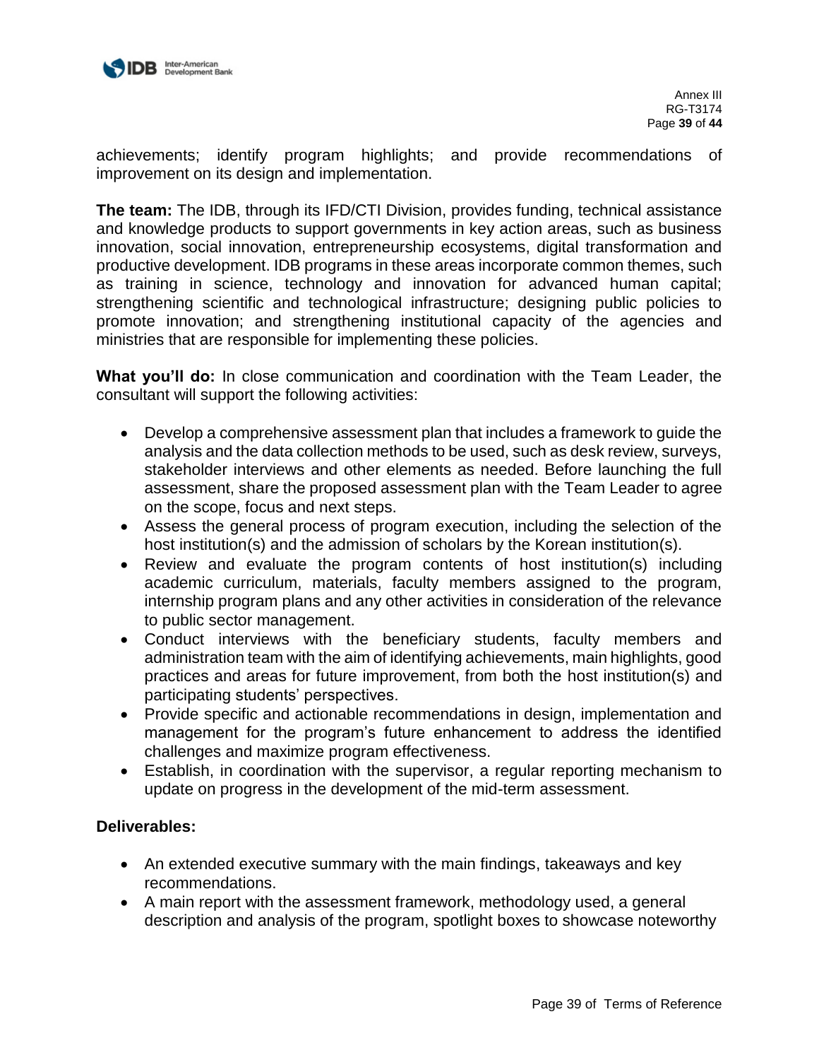achievements; identify program highlights; and provide recommendations of improvement on its design and implementation.

**The team:** The IDB, through its IFD/CTI Division, provides funding, technical assistance and knowledge products to support governments in key action areas, such as business innovation, social innovation, entrepreneurship ecosystems, digital transformation and productive development. IDB programs in these areas incorporate common themes, such as training in science, technology and innovation for advanced human capital; strengthening scientific and technological infrastructure; designing public policies to promote innovation; and strengthening institutional capacity of the agencies and ministries that are responsible for implementing these policies.

**What you'll do:** In close communication and coordination with the Team Leader, the consultant will support the following activities:

- Develop a comprehensive assessment plan that includes a framework to guide the analysis and the data collection methods to be used, such as desk review, surveys, stakeholder interviews and other elements as needed. Before launching the full assessment, share the proposed assessment plan with the Team Leader to agree on the scope, focus and next steps.
- Assess the general process of program execution, including the selection of the host institution(s) and the admission of scholars by the Korean institution(s).
- Review and evaluate the program contents of host institution(s) including academic curriculum, materials, faculty members assigned to the program, internship program plans and any other activities in consideration of the relevance to public sector management.
- Conduct interviews with the beneficiary students, faculty members and administration team with the aim of identifying achievements, main highlights, good practices and areas for future improvement, from both the host institution(s) and participating students' perspectives.
- Provide specific and actionable recommendations in design, implementation and management for the program's future enhancement to address the identified challenges and maximize program effectiveness.
- Establish, in coordination with the supervisor, a regular reporting mechanism to update on progress in the development of the mid-term assessment.

**Deliverables:**

- An extended executive summary with the main findings, takeaways and key recommendations.
- A main report with the assessment framework, methodology used, a general description and analysis of the program, spotlight boxes to showcase noteworthy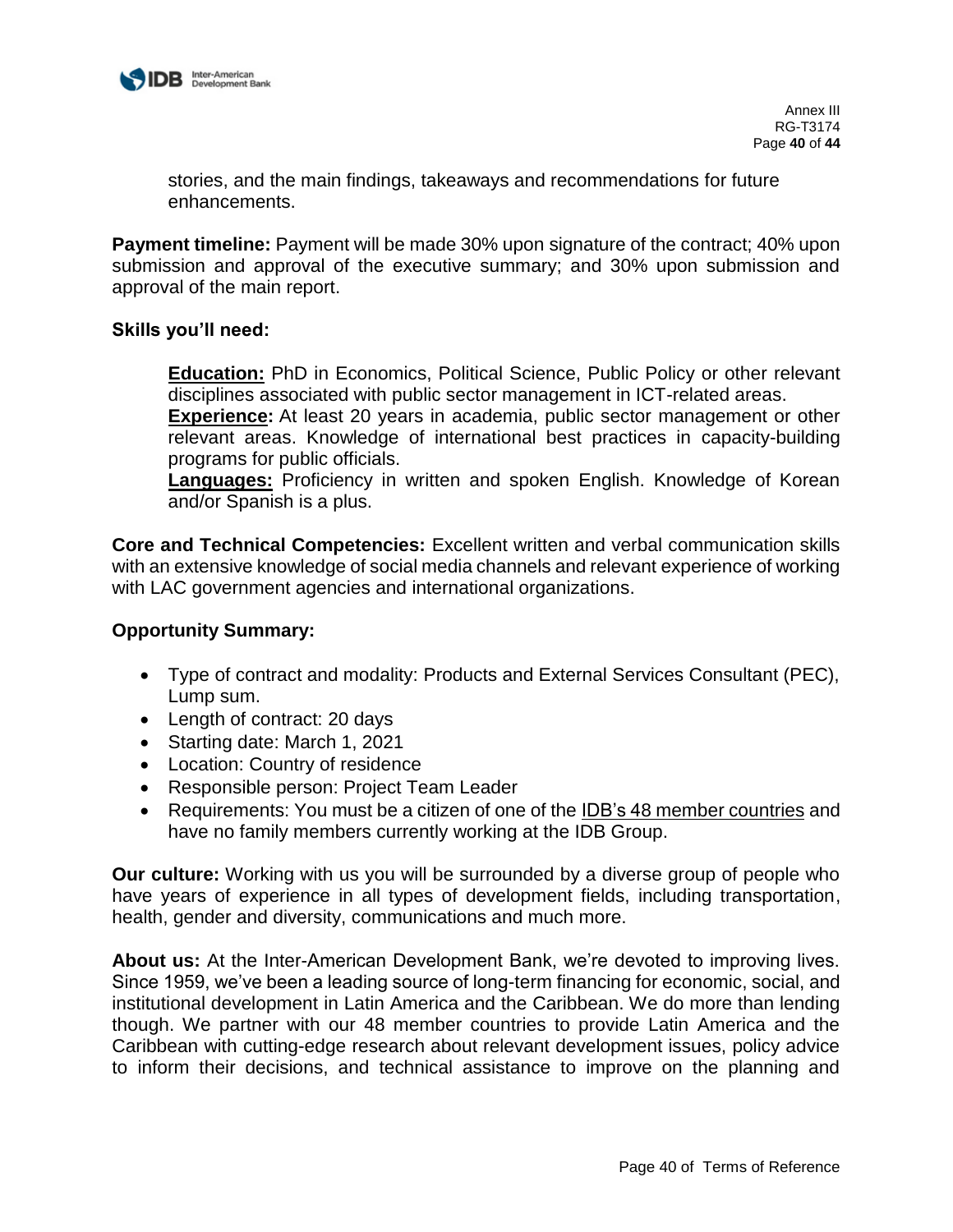stories, and the main findings, takeaways and recommendations for future enhancements.

**Payment timeline:** Payment will be made 30% upon signature of the contract; 40% upon submission and approval of the executive summary; and 30% upon submission and approval of the main report.

**Skills you'll need:**

**Education:** PhD in Economics, Political Science, Public Policy or other relevant disciplines associated with public sector management in ICT-related areas.
**Experience:** At least 20 years in academia, public sector management or other relevant areas. Knowledge of international best practices in capacity-building programs for public officials.
**Languages:** Proficiency in written and spoken English. Knowledge of Korean and/or Spanish is a plus.

**Core and Technical Competencies:** Excellent written and verbal communication skills with an extensive knowledge of social media channels and relevant experience of working with LAC government agencies and international organizations.

**Opportunity Summary:**

- Type of contract and modality: Products and External Services Consultant (PEC), Lump sum.
- Length of contract: 20 days
- Starting date: March 1, 2021
- Location: Country of residence
- Responsible person: Project Team Leader
- Requirements: You must be a citizen of one of the IDB's 48 member countries and have no family members currently working at the IDB Group.

**Our culture:** Working with us you will be surrounded by a diverse group of people who have years of experience in all types of development fields, including transportation, health, gender and diversity, communications and much more.

**About us:** At the Inter-American Development Bank, we're devoted to improving lives. Since 1959, we've been a leading source of long-term financing for economic, social, and institutional development in Latin America and the Caribbean. We do more than lending though. We partner with our 48 member countries to provide Latin America and the Caribbean with cutting-edge research about relevant development issues, policy advice to inform their decisions, and technical assistance to improve on the planning and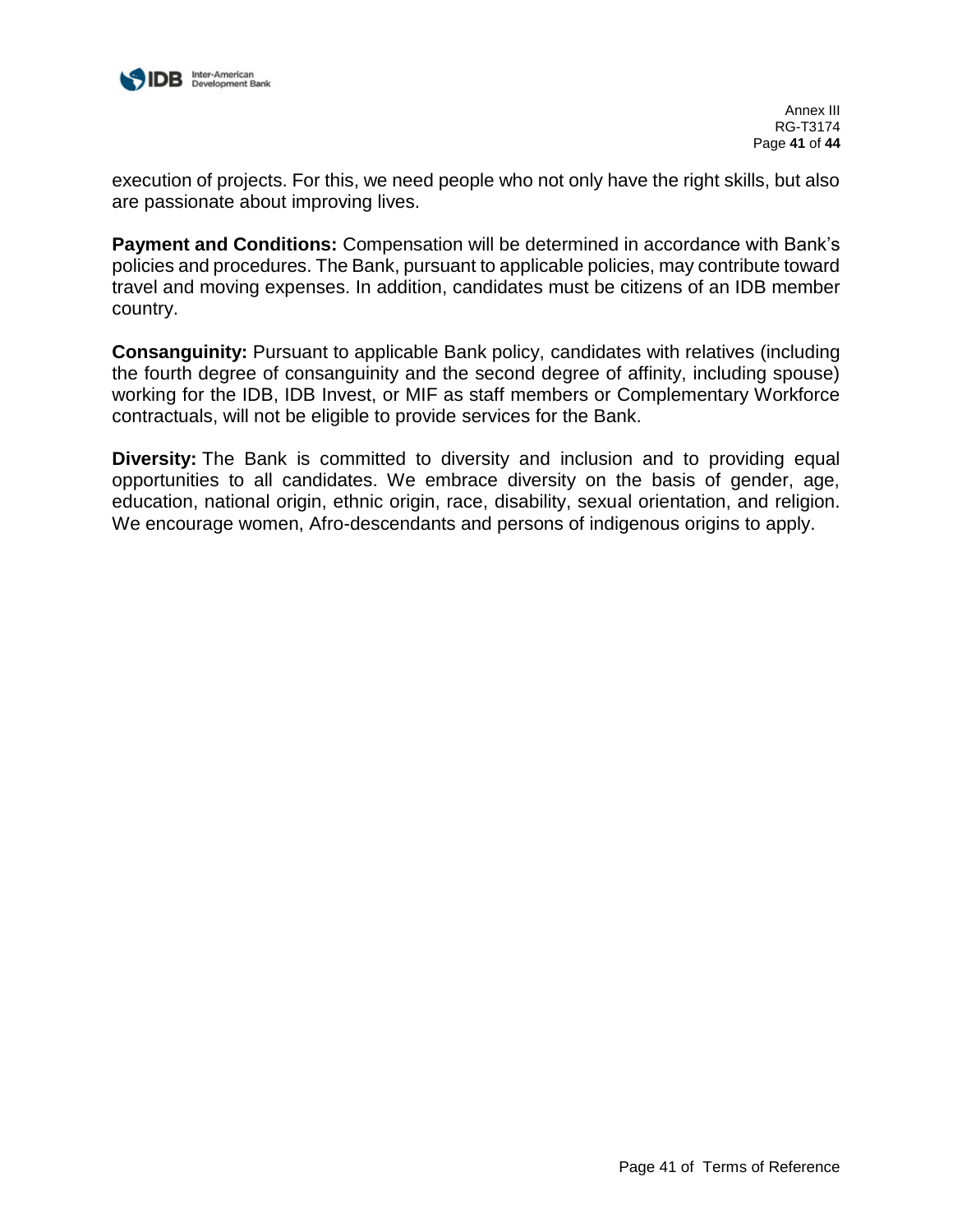execution of projects. For this, we need people who not only have the right skills, but also are passionate about improving lives.

**Payment and Conditions:** Compensation will be determined in accordance with Bank's policies and procedures. The Bank, pursuant to applicable policies, may contribute toward travel and moving expenses. In addition, candidates must be citizens of an IDB member country.

**Consanguinity:** Pursuant to applicable Bank policy, candidates with relatives (including the fourth degree of consanguinity and the second degree of affinity, including spouse) working for the IDB, IDB Invest, or MIF as staff members or Complementary Workforce contractuals, will not be eligible to provide services for the Bank.

**Diversity:** The Bank is committed to diversity and inclusion and to providing equal opportunities to all candidates. We embrace diversity on the basis of gender, age, education, national origin, ethnic origin, race, disability, sexual orientation, and religion. We encourage women, Afro-descendants and persons of indigenous origins to apply.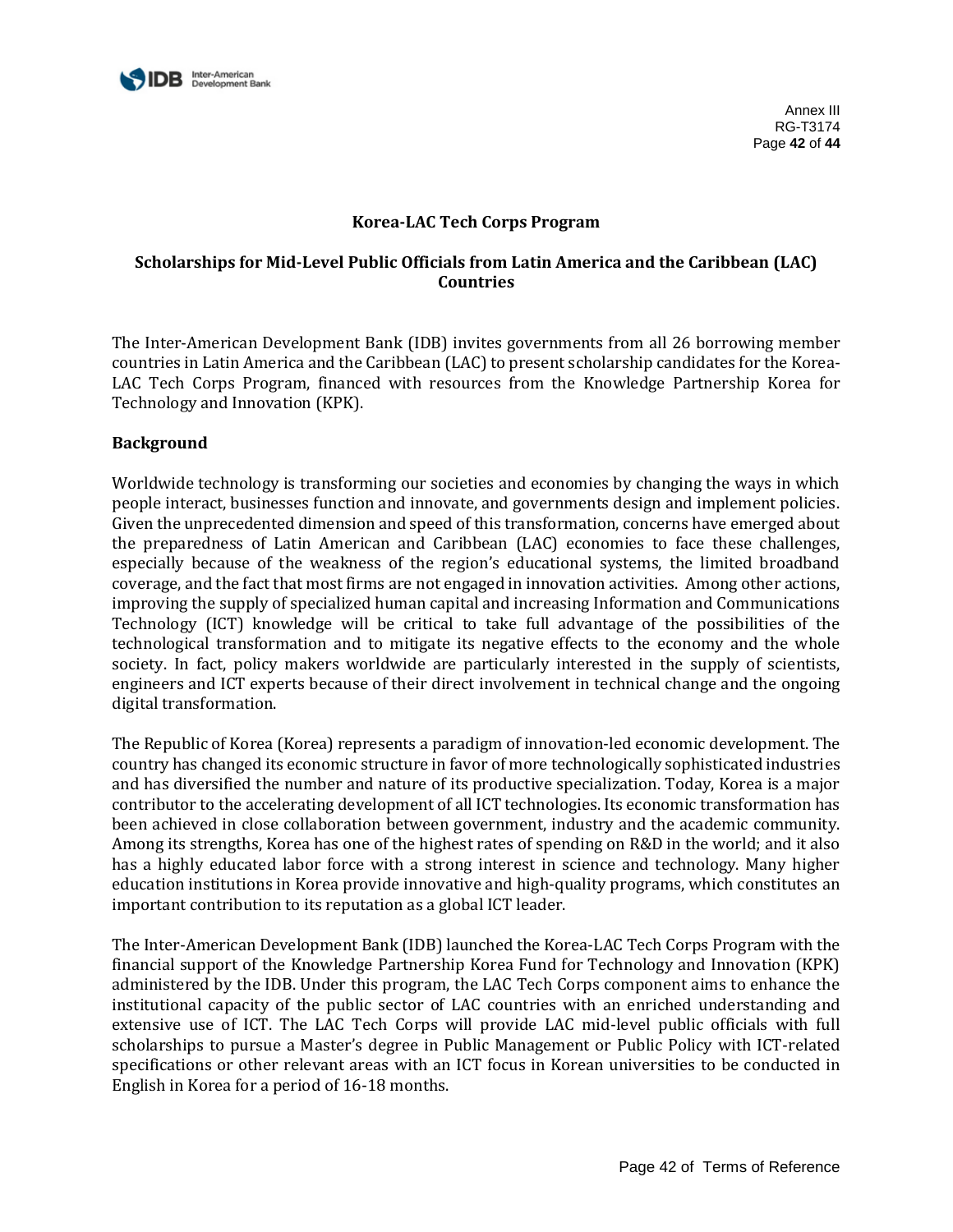## Korea-LAC Tech Corps Program

## Scholarships for Mid-Level Public Officials from Latin America and the Caribbean (LAC) Countries

The Inter-American Development Bank (IDB) invites governments from all 26 borrowing member countries in Latin America and the Caribbean (LAC) to present scholarship candidates for the Korea-LAC Tech Corps Program, financed with resources from the Knowledge Partnership Korea for Technology and Innovation (KPK).

### Background

Worldwide technology is transforming our societies and economies by changing the ways in which people interact, businesses function and innovate, and governments design and implement policies. Given the unprecedented dimension and speed of this transformation, concerns have emerged about the preparedness of Latin American and Caribbean (LAC) economies to face these challenges, especially because of the weakness of the region's educational systems, the limited broadband coverage, and the fact that most firms are not engaged in innovation activities. Among other actions, improving the supply of specialized human capital and increasing Information and Communications Technology (ICT) knowledge will be critical to take full advantage of the possibilities of the technological transformation and to mitigate its negative effects to the economy and the whole society. In fact, policy makers worldwide are particularly interested in the supply of scientists, engineers and ICT experts because of their direct involvement in technical change and the ongoing digital transformation.

The Republic of Korea (Korea) represents a paradigm of innovation-led economic development. The country has changed its economic structure in favor of more technologically sophisticated industries and has diversified the number and nature of its productive specialization. Today, Korea is a major contributor to the accelerating development of all ICT technologies. Its economic transformation has been achieved in close collaboration between government, industry and the academic community. Among its strengths, Korea has one of the highest rates of spending on R&D in the world; and it also has a highly educated labor force with a strong interest in science and technology. Many higher education institutions in Korea provide innovative and high-quality programs, which constitutes an important contribution to its reputation as a global ICT leader.

The Inter-American Development Bank (IDB) launched the Korea-LAC Tech Corps Program with the financial support of the Knowledge Partnership Korea Fund for Technology and Innovation (KPK) administered by the IDB. Under this program, the LAC Tech Corps component aims to enhance the institutional capacity of the public sector of LAC countries with an enriched understanding and extensive use of ICT. The LAC Tech Corps will provide LAC mid-level public officials with full scholarships to pursue a Master's degree in Public Management or Public Policy with ICT-related specifications or other relevant areas with an ICT focus in Korean universities to be conducted in English in Korea for a period of 16-18 months.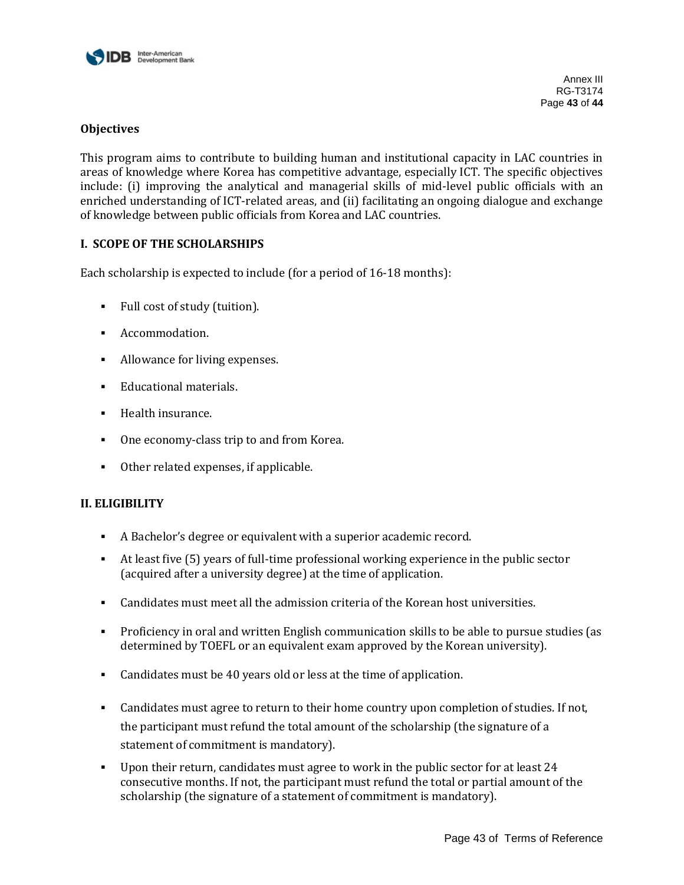**Objectives**

This program aims to contribute to building human and institutional capacity in LAC countries in areas of knowledge where Korea has competitive advantage, especially ICT. The specific objectives include: (i) improving the analytical and managerial skills of mid-level public officials with an enriched understanding of ICT-related areas, and (ii) facilitating an ongoing dialogue and exchange of knowledge between public officials from Korea and LAC countries.

## I. SCOPE OF THE SCHOLARSHIPS

Each scholarship is expected to include (for a period of 16-18 months):

- Full cost of study (tuition).
- Accommodation.
- Allowance for living expenses.
- Educational materials.
- Health insurance.
- One economy-class trip to and from Korea.
- Other related expenses, if applicable.

## II. ELIGIBILITY

- A Bachelor's degree or equivalent with a superior academic record.
- At least five (5) years of full-time professional working experience in the public sector (acquired after a university degree) at the time of application.
- Candidates must meet all the admission criteria of the Korean host universities.
- Proficiency in oral and written English communication skills to be able to pursue studies (as determined by TOEFL or an equivalent exam approved by the Korean university).
- Candidates must be 40 years old or less at the time of application.
- Candidates must agree to return to their home country upon completion of studies. If not, the participant must refund the total amount of the scholarship (the signature of a statement of commitment is mandatory).
- Upon their return, candidates must agree to work in the public sector for at least 24 consecutive months. If not, the participant must refund the total or partial amount of the scholarship (the signature of a statement of commitment is mandatory).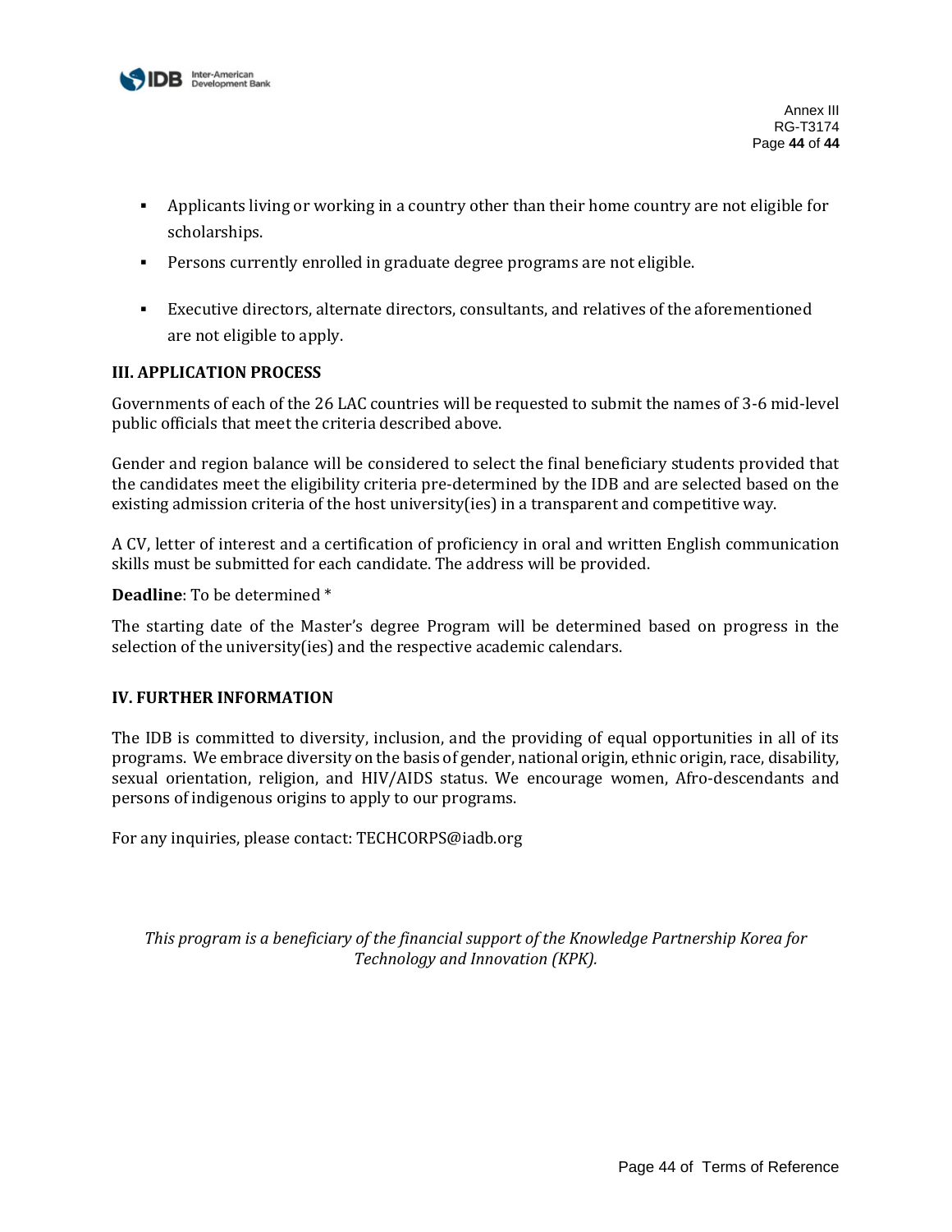- Applicants living or working in a country other than their home country are not eligible for scholarships.
- Persons currently enrolled in graduate degree programs are not eligible.
- Executive directors, alternate directors, consultants, and relatives of the aforementioned are not eligible to apply.

### III. APPLICATION PROCESS

Governments of each of the 26 LAC countries will be requested to submit the names of 3-6 mid-level public officials that meet the criteria described above.

Gender and region balance will be considered to select the final beneficiary students provided that the candidates meet the eligibility criteria pre-determined by the IDB and are selected based on the existing admission criteria of the host university(ies) in a transparent and competitive way.

A CV, letter of interest and a certification of proficiency in oral and written English communication skills must be submitted for each candidate. The address will be provided.

**Deadline**: To be determined *

The starting date of the Master's degree Program will be determined based on progress in the selection of the university(ies) and the respective academic calendars.

### IV. FURTHER INFORMATION

The IDB is committed to diversity, inclusion, and the providing of equal opportunities in all of its programs. We embrace diversity on the basis of gender, national origin, ethnic origin, race, disability, sexual orientation, religion, and HIV/AIDS status. We encourage women, Afro-descendants and persons of indigenous origins to apply to our programs.

For any inquiries, please contact: TECHCORPS@iadb.org

*This program is a beneficiary of the financial support of the Knowledge Partnership Korea for Technology and Innovation (KPK).*